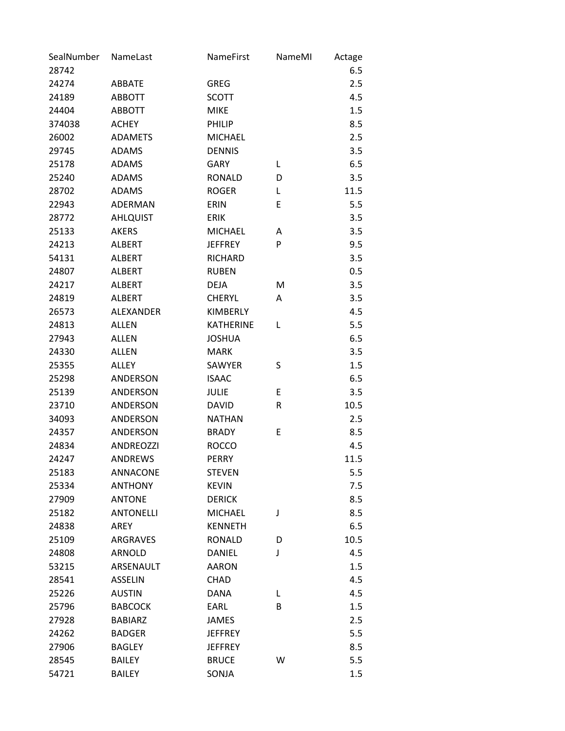| SealNumber | NameLast | NameFirst | NameMI | Actage |
|---|---|---|---|---|
| 28742 | | | | 6.5 |
| 24274 | ABBATE | GREG | | 2.5 |
| 24189 | ABBOTT | SCOTT | | 4.5 |
| 24404 | ABBOTT | MIKE | | 1.5 |
| 374038 | ACHEY | PHILIP | | 8.5 |
| 26002 | ADAMETS | MICHAEL | | 2.5 |
| 29745 | ADAMS | DENNIS | | 3.5 |
| 25178 | ADAMS | GARY | L | 6.5 |
| 25240 | ADAMS | RONALD | D | 3.5 |
| 28702 | ADAMS | ROGER | L | 11.5 |
| 22943 | ADERMAN | ERIN | E | 5.5 |
| 28772 | AHLQUIST | ERIK | | 3.5 |
| 25133 | AKERS | MICHAEL | A | 3.5 |
| 24213 | ALBERT | JEFFREY | P | 9.5 |
| 54131 | ALBERT | RICHARD | | 3.5 |
| 24807 | ALBERT | RUBEN | | 0.5 |
| 24217 | ALBERT | DEJA | M | 3.5 |
| 24819 | ALBERT | CHERYL | A | 3.5 |
| 26573 | ALEXANDER | KIMBERLY | | 4.5 |
| 24813 | ALLEN | KATHERINE | L | 5.5 |
| 27943 | ALLEN | JOSHUA | | 6.5 |
| 24330 | ALLEN | MARK | | 3.5 |
| 25355 | ALLEY | SAWYER | S | 1.5 |
| 25298 | ANDERSON | ISAAC | | 6.5 |
| 25139 | ANDERSON | JULIE | E | 3.5 |
| 23710 | ANDERSON | DAVID | R | 10.5 |
| 34093 | ANDERSON | NATHAN | | 2.5 |
| 24357 | ANDERSON | BRADY | E | 8.5 |
| 24834 | ANDREOZZI | ROCCO | | 4.5 |
| 24247 | ANDREWS | PERRY | | 11.5 |
| 25183 | ANNACONE | STEVEN | | 5.5 |
| 25334 | ANTHONY | KEVIN | | 7.5 |
| 27909 | ANTONE | DERICK | | 8.5 |
| 25182 | ANTONELLI | MICHAEL | J | 8.5 |
| 24838 | AREY | KENNETH | | 6.5 |
| 25109 | ARGRAVES | RONALD | D | 10.5 |
| 24808 | ARNOLD | DANIEL | J | 4.5 |
| 53215 | ARSENAULT | AARON | | 1.5 |
| 28541 | ASSELIN | CHAD | | 4.5 |
| 25226 | AUSTIN | DANA | L | 4.5 |
| 25796 | BABCOCK | EARL | B | 1.5 |
| 27928 | BABIARZ | JAMES | | 2.5 |
| 24262 | BADGER | JEFFREY | | 5.5 |
| 27906 | BAGLEY | JEFFREY | | 8.5 |
| 28545 | BAILEY | BRUCE | W | 5.5 |
| 54721 | BAILEY | SONJA | | 1.5 |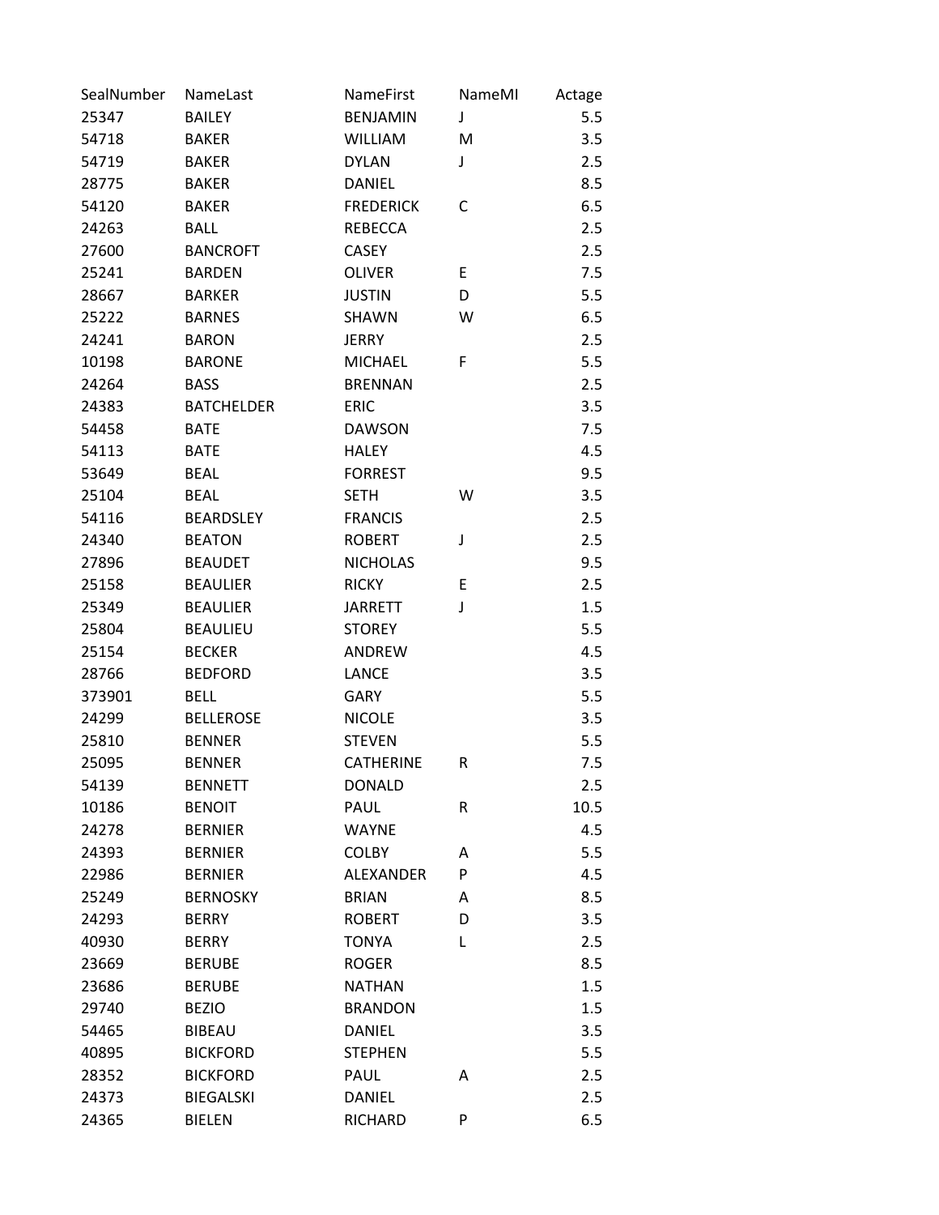| SealNumber | NameLast | NameFirst | NameMI | Actage |
|---|---|---|---|---|
| 25347 | BAILEY | BENJAMIN | J | 5.5 |
| 54718 | BAKER | WILLIAM | M | 3.5 |
| 54719 | BAKER | DYLAN | J | 2.5 |
| 28775 | BAKER | DANIEL | | 8.5 |
| 54120 | BAKER | FREDERICK | C | 6.5 |
| 24263 | BALL | REBECCA | | 2.5 |
| 27600 | BANCROFT | CASEY | | 2.5 |
| 25241 | BARDEN | OLIVER | E | 7.5 |
| 28667 | BARKER | JUSTIN | D | 5.5 |
| 25222 | BARNES | SHAWN | W | 6.5 |
| 24241 | BARON | JERRY | | 2.5 |
| 10198 | BARONE | MICHAEL | F | 5.5 |
| 24264 | BASS | BRENNAN | | 2.5 |
| 24383 | BATCHELDER | ERIC | | 3.5 |
| 54458 | BATE | DAWSON | | 7.5 |
| 54113 | BATE | HALEY | | 4.5 |
| 53649 | BEAL | FORREST | | 9.5 |
| 25104 | BEAL | SETH | W | 3.5 |
| 54116 | BEARDSLEY | FRANCIS | | 2.5 |
| 24340 | BEATON | ROBERT | J | 2.5 |
| 27896 | BEAUDET | NICHOLAS | | 9.5 |
| 25158 | BEAULIER | RICKY | E | 2.5 |
| 25349 | BEAULIER | JARRETT | J | 1.5 |
| 25804 | BEAULIEU | STOREY | | 5.5 |
| 25154 | BECKER | ANDREW | | 4.5 |
| 28766 | BEDFORD | LANCE | | 3.5 |
| 373901 | BELL | GARY | | 5.5 |
| 24299 | BELLEROSE | NICOLE | | 3.5 |
| 25810 | BENNER | STEVEN | | 5.5 |
| 25095 | BENNER | CATHERINE | R | 7.5 |
| 54139 | BENNETT | DONALD | | 2.5 |
| 10186 | BENOIT | PAUL | R | 10.5 |
| 24278 | BERNIER | WAYNE | | 4.5 |
| 24393 | BERNIER | COLBY | A | 5.5 |
| 22986 | BERNIER | ALEXANDER | P | 4.5 |
| 25249 | BERNOSKY | BRIAN | A | 8.5 |
| 24293 | BERRY | ROBERT | D | 3.5 |
| 40930 | BERRY | TONYA | L | 2.5 |
| 23669 | BERUBE | ROGER | | 8.5 |
| 23686 | BERUBE | NATHAN | | 1.5 |
| 29740 | BEZIO | BRANDON | | 1.5 |
| 54465 | BIBEAU | DANIEL | | 3.5 |
| 40895 | BICKFORD | STEPHEN | | 5.5 |
| 28352 | BICKFORD | PAUL | A | 2.5 |
| 24373 | BIEGALSKI | DANIEL | | 2.5 |
| 24365 | BIELEN | RICHARD | P | 6.5 |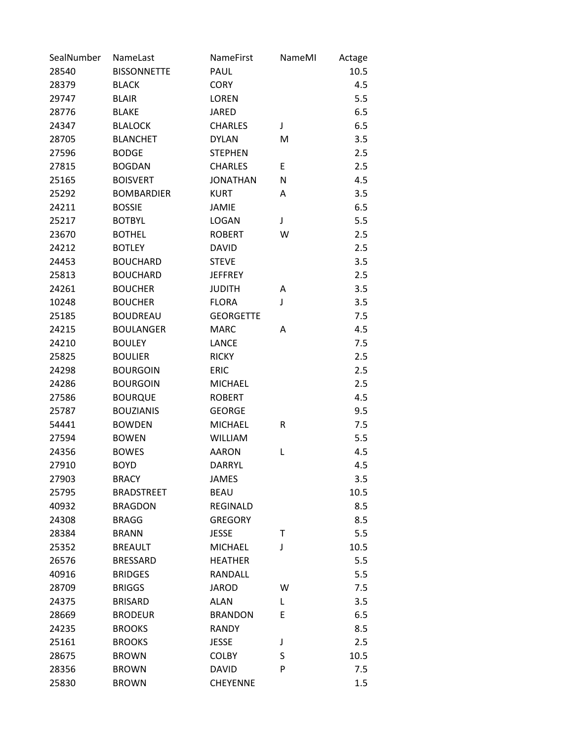| SealNumber | NameLast | NameFirst | NameMI | Actage |
|---|---|---|---|---|
| 28540 | BISSONNETTE | PAUL | | 10.5 |
| 28379 | BLACK | CORY | | 4.5 |
| 29747 | BLAIR | LOREN | | 5.5 |
| 28776 | BLAKE | JARED | | 6.5 |
| 24347 | BLALOCK | CHARLES | J | 6.5 |
| 28705 | BLANCHET | DYLAN | M | 3.5 |
| 27596 | BODGE | STEPHEN | | 2.5 |
| 27815 | BOGDAN | CHARLES | E | 2.5 |
| 25165 | BOISVERT | JONATHAN | N | 4.5 |
| 25292 | BOMBARDIER | KURT | A | 3.5 |
| 24211 | BOSSIE | JAMIE | | 6.5 |
| 25217 | BOTBYL | LOGAN | J | 5.5 |
| 23670 | BOTHEL | ROBERT | W | 2.5 |
| 24212 | BOTLEY | DAVID | | 2.5 |
| 24453 | BOUCHARD | STEVE | | 3.5 |
| 25813 | BOUCHARD | JEFFREY | | 2.5 |
| 24261 | BOUCHER | JUDITH | A | 3.5 |
| 10248 | BOUCHER | FLORA | J | 3.5 |
| 25185 | BOUDREAU | GEORGETTE | | 7.5 |
| 24215 | BOULANGER | MARC | A | 4.5 |
| 24210 | BOULEY | LANCE | | 7.5 |
| 25825 | BOULIER | RICKY | | 2.5 |
| 24298 | BOURGOIN | ERIC | | 2.5 |
| 24286 | BOURGOIN | MICHAEL | | 2.5 |
| 27586 | BOURQUE | ROBERT | | 4.5 |
| 25787 | BOUZIANIS | GEORGE | | 9.5 |
| 54441 | BOWDEN | MICHAEL | R | 7.5 |
| 27594 | BOWEN | WILLIAM | | 5.5 |
| 24356 | BOWES | AARON | L | 4.5 |
| 27910 | BOYD | DARRYL | | 4.5 |
| 27903 | BRACY | JAMES | | 3.5 |
| 25795 | BRADSTREET | BEAU | | 10.5 |
| 40932 | BRAGDON | REGINALD | | 8.5 |
| 24308 | BRAGG | GREGORY | | 8.5 |
| 28384 | BRANN | JESSE | T | 5.5 |
| 25352 | BREAULT | MICHAEL | J | 10.5 |
| 26576 | BRESSARD | HEATHER | | 5.5 |
| 40916 | BRIDGES | RANDALL | | 5.5 |
| 28709 | BRIGGS | JAROD | W | 7.5 |
| 24375 | BRISARD | ALAN | L | 3.5 |
| 28669 | BRODEUR | BRANDON | E | 6.5 |
| 24235 | BROOKS | RANDY | | 8.5 |
| 25161 | BROOKS | JESSE | J | 2.5 |
| 28675 | BROWN | COLBY | S | 10.5 |
| 28356 | BROWN | DAVID | P | 7.5 |
| 25830 | BROWN | CHEYENNE | | 1.5 |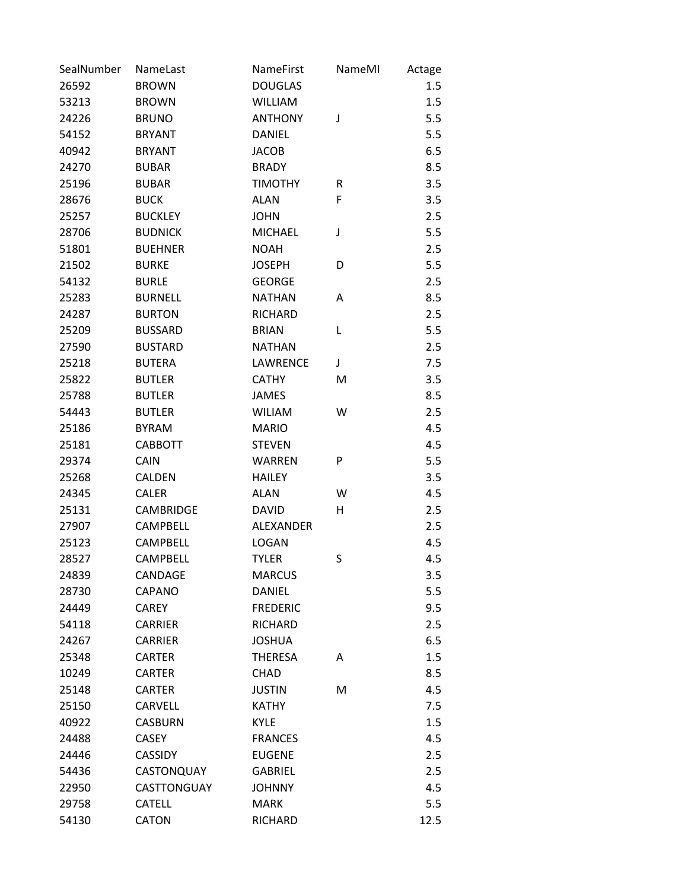| SealNumber | NameLast | NameFirst | NameMI | Actage |
|---|---|---|---|---|
| 26592 | BROWN | DOUGLAS | | 1.5 |
| 53213 | BROWN | WILLIAM | | 1.5 |
| 24226 | BRUNO | ANTHONY | J | 5.5 |
| 54152 | BRYANT | DANIEL | | 5.5 |
| 40942 | BRYANT | JACOB | | 6.5 |
| 24270 | BUBAR | BRADY | | 8.5 |
| 25196 | BUBAR | TIMOTHY | R | 3.5 |
| 28676 | BUCK | ALAN | F | 3.5 |
| 25257 | BUCKLEY | JOHN | | 2.5 |
| 28706 | BUDNICK | MICHAEL | J | 5.5 |
| 51801 | BUEHNER | NOAH | | 2.5 |
| 21502 | BURKE | JOSEPH | D | 5.5 |
| 54132 | BURLE | GEORGE | | 2.5 |
| 25283 | BURNELL | NATHAN | A | 8.5 |
| 24287 | BURTON | RICHARD | | 2.5 |
| 25209 | BUSSARD | BRIAN | L | 5.5 |
| 27590 | BUSTARD | NATHAN | | 2.5 |
| 25218 | BUTERA | LAWRENCE | J | 7.5 |
| 25822 | BUTLER | CATHY | M | 3.5 |
| 25788 | BUTLER | JAMES | | 8.5 |
| 54443 | BUTLER | WILIAM | W | 2.5 |
| 25186 | BYRAM | MARIO | | 4.5 |
| 25181 | CABBOTT | STEVEN | | 4.5 |
| 29374 | CAIN | WARREN | P | 5.5 |
| 25268 | CALDEN | HAILEY | | 3.5 |
| 24345 | CALER | ALAN | W | 4.5 |
| 25131 | CAMBRIDGE | DAVID | H | 2.5 |
| 27907 | CAMPBELL | ALEXANDER | | 2.5 |
| 25123 | CAMPBELL | LOGAN | | 4.5 |
| 28527 | CAMPBELL | TYLER | S | 4.5 |
| 24839 | CANDAGE | MARCUS | | 3.5 |
| 28730 | CAPANO | DANIEL | | 5.5 |
| 24449 | CAREY | FREDERIC | | 9.5 |
| 54118 | CARRIER | RICHARD | | 2.5 |
| 24267 | CARRIER | JOSHUA | | 6.5 |
| 25348 | CARTER | THERESA | A | 1.5 |
| 10249 | CARTER | CHAD | | 8.5 |
| 25148 | CARTER | JUSTIN | M | 4.5 |
| 25150 | CARVELL | KATHY | | 7.5 |
| 40922 | CASBURN | KYLE | | 1.5 |
| 24488 | CASEY | FRANCES | | 4.5 |
| 24446 | CASSIDY | EUGENE | | 2.5 |
| 54436 | CASTONQUAY | GABRIEL | | 2.5 |
| 22950 | CASTTONGUAY | JOHNNY | | 4.5 |
| 29758 | CATELL | MARK | | 5.5 |
| 54130 | CATON | RICHARD | | 12.5 |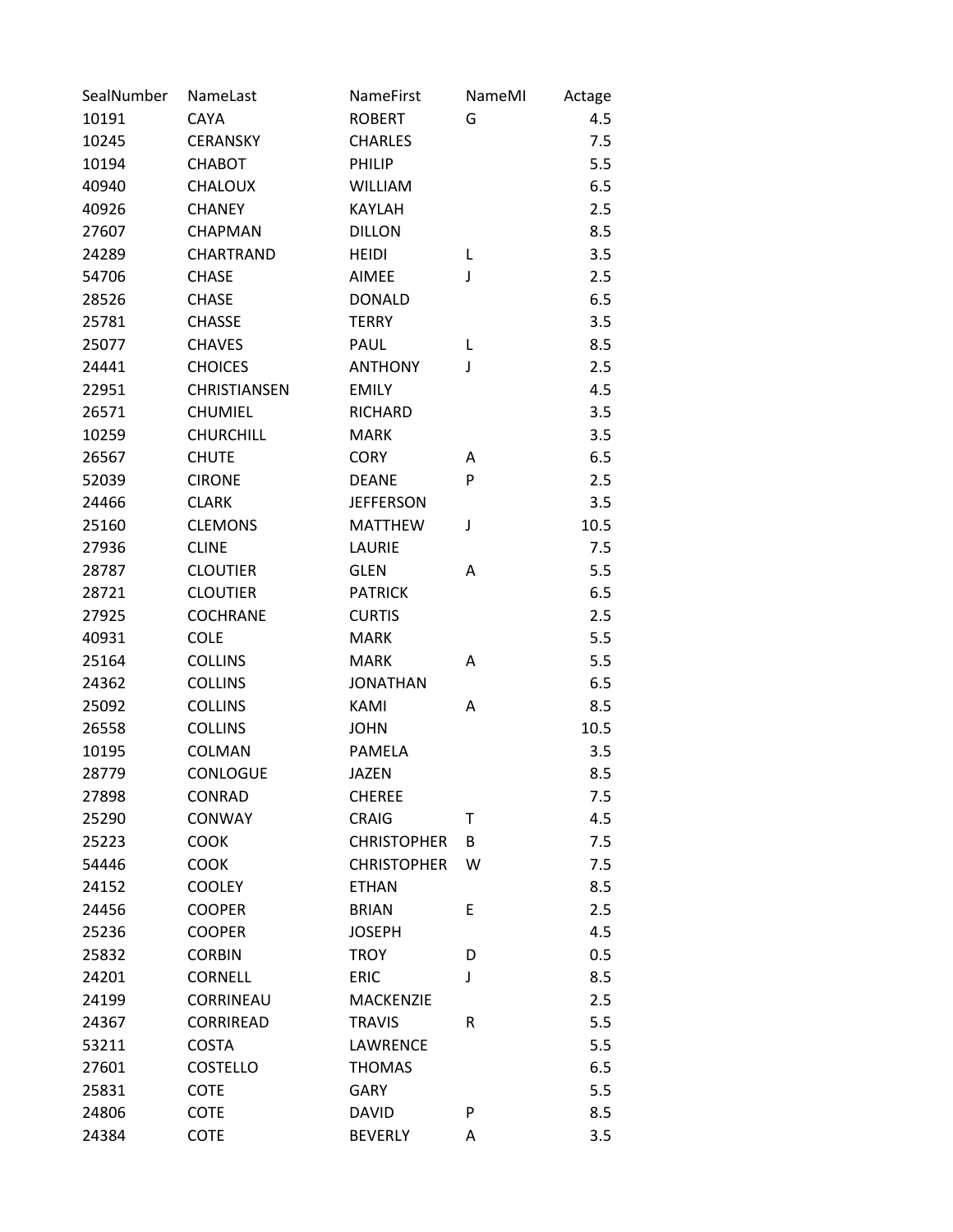| SealNumber | NameLast | NameFirst | NameMI | Actage |
|---|---|---|---|---|
| 10191 | CAYA | ROBERT | G | 4.5 |
| 10245 | CERANSKY | CHARLES | | 7.5 |
| 10194 | CHABOT | PHILIP | | 5.5 |
| 40940 | CHALOUX | WILLIAM | | 6.5 |
| 40926 | CHANEY | KAYLAH | | 2.5 |
| 27607 | CHAPMAN | DILLON | | 8.5 |
| 24289 | CHARTRAND | HEIDI | L | 3.5 |
| 54706 | CHASE | AIMEE | J | 2.5 |
| 28526 | CHASE | DONALD | | 6.5 |
| 25781 | CHASSE | TERRY | | 3.5 |
| 25077 | CHAVES | PAUL | L | 8.5 |
| 24441 | CHOICES | ANTHONY | J | 2.5 |
| 22951 | CHRISTIANSEN | EMILY | | 4.5 |
| 26571 | CHUMIEL | RICHARD | | 3.5 |
| 10259 | CHURCHILL | MARK | | 3.5 |
| 26567 | CHUTE | CORY | A | 6.5 |
| 52039 | CIRONE | DEANE | P | 2.5 |
| 24466 | CLARK | JEFFERSON | | 3.5 |
| 25160 | CLEMONS | MATTHEW | J | 10.5 |
| 27936 | CLINE | LAURIE | | 7.5 |
| 28787 | CLOUTIER | GLEN | A | 5.5 |
| 28721 | CLOUTIER | PATRICK | | 6.5 |
| 27925 | COCHRANE | CURTIS | | 2.5 |
| 40931 | COLE | MARK | | 5.5 |
| 25164 | COLLINS | MARK | A | 5.5 |
| 24362 | COLLINS | JONATHAN | | 6.5 |
| 25092 | COLLINS | KAMI | A | 8.5 |
| 26558 | COLLINS | JOHN | | 10.5 |
| 10195 | COLMAN | PAMELA | | 3.5 |
| 28779 | CONLOGUE | JAZEN | | 8.5 |
| 27898 | CONRAD | CHEREE | | 7.5 |
| 25290 | CONWAY | CRAIG | T | 4.5 |
| 25223 | COOK | CHRISTOPHER | B | 7.5 |
| 54446 | COOK | CHRISTOPHER | W | 7.5 |
| 24152 | COOLEY | ETHAN | | 8.5 |
| 24456 | COOPER | BRIAN | E | 2.5 |
| 25236 | COOPER | JOSEPH | | 4.5 |
| 25832 | CORBIN | TROY | D | 0.5 |
| 24201 | CORNELL | ERIC | J | 8.5 |
| 24199 | CORRINEAU | MACKENZIE | | 2.5 |
| 24367 | CORRIREAD | TRAVIS | R | 5.5 |
| 53211 | COSTA | LAWRENCE | | 5.5 |
| 27601 | COSTELLO | THOMAS | | 6.5 |
| 25831 | COTE | GARY | | 5.5 |
| 24806 | COTE | DAVID | P | 8.5 |
| 24384 | COTE | BEVERLY | A | 3.5 |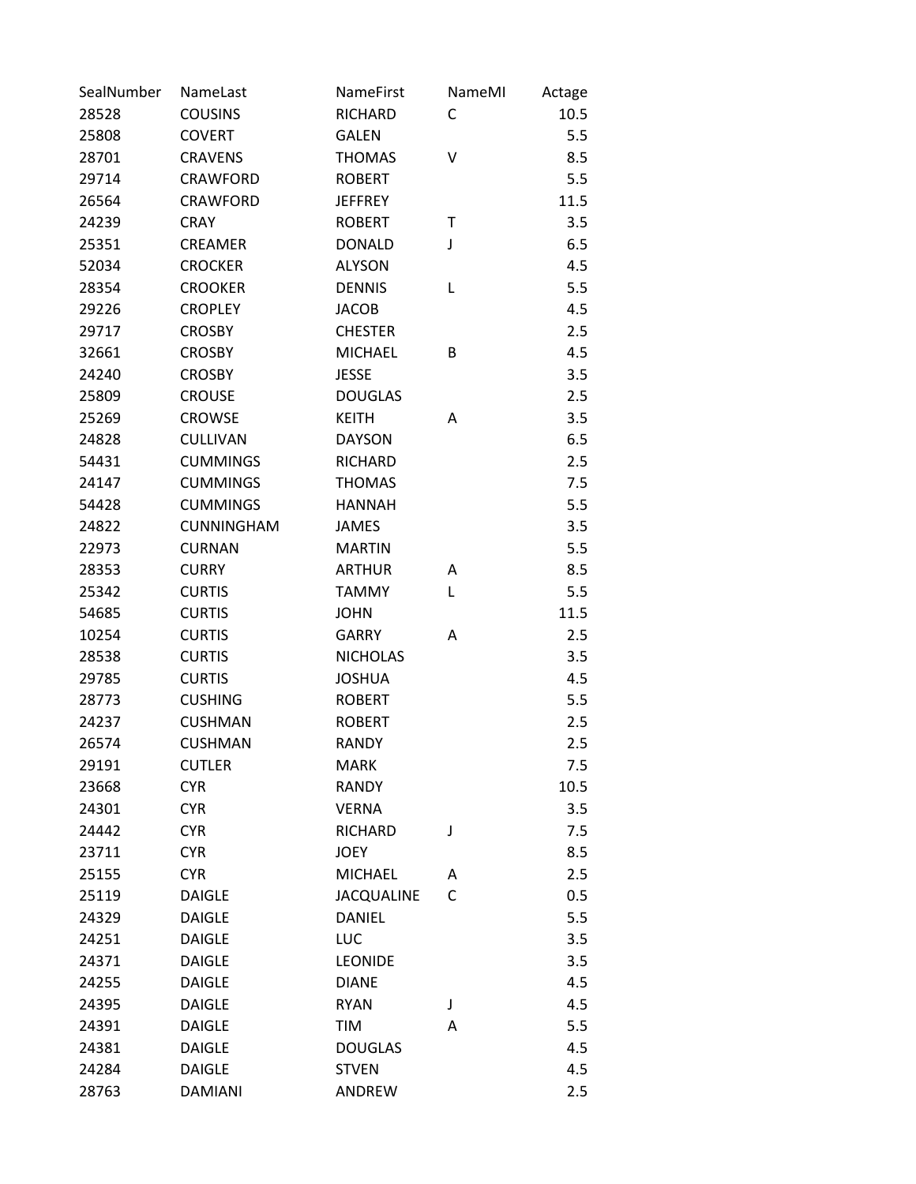| SealNumber | NameLast | NameFirst | NameMI | Actage |
|---|---|---|---|---|
| 28528 | COUSINS | RICHARD | C | 10.5 |
| 25808 | COVERT | GALEN | | 5.5 |
| 28701 | CRAVENS | THOMAS | V | 8.5 |
| 29714 | CRAWFORD | ROBERT | | 5.5 |
| 26564 | CRAWFORD | JEFFREY | | 11.5 |
| 24239 | CRAY | ROBERT | T | 3.5 |
| 25351 | CREAMER | DONALD | J | 6.5 |
| 52034 | CROCKER | ALYSON | | 4.5 |
| 28354 | CROOKER | DENNIS | L | 5.5 |
| 29226 | CROPLEY | JACOB | | 4.5 |
| 29717 | CROSBY | CHESTER | | 2.5 |
| 32661 | CROSBY | MICHAEL | B | 4.5 |
| 24240 | CROSBY | JESSE | | 3.5 |
| 25809 | CROUSE | DOUGLAS | | 2.5 |
| 25269 | CROWSE | KEITH | A | 3.5 |
| 24828 | CULLIVAN | DAYSON | | 6.5 |
| 54431 | CUMMINGS | RICHARD | | 2.5 |
| 24147 | CUMMINGS | THOMAS | | 7.5 |
| 54428 | CUMMINGS | HANNAH | | 5.5 |
| 24822 | CUNNINGHAM | JAMES | | 3.5 |
| 22973 | CURNAN | MARTIN | | 5.5 |
| 28353 | CURRY | ARTHUR | A | 8.5 |
| 25342 | CURTIS | TAMMY | L | 5.5 |
| 54685 | CURTIS | JOHN | | 11.5 |
| 10254 | CURTIS | GARRY | A | 2.5 |
| 28538 | CURTIS | NICHOLAS | | 3.5 |
| 29785 | CURTIS | JOSHUA | | 4.5 |
| 28773 | CUSHING | ROBERT | | 5.5 |
| 24237 | CUSHMAN | ROBERT | | 2.5 |
| 26574 | CUSHMAN | RANDY | | 2.5 |
| 29191 | CUTLER | MARK | | 7.5 |
| 23668 | CYR | RANDY | | 10.5 |
| 24301 | CYR | VERNA | | 3.5 |
| 24442 | CYR | RICHARD | J | 7.5 |
| 23711 | CYR | JOEY | | 8.5 |
| 25155 | CYR | MICHAEL | A | 2.5 |
| 25119 | DAIGLE | JACQUALINE | C | 0.5 |
| 24329 | DAIGLE | DANIEL | | 5.5 |
| 24251 | DAIGLE | LUC | | 3.5 |
| 24371 | DAIGLE | LEONIDE | | 3.5 |
| 24255 | DAIGLE | DIANE | | 4.5 |
| 24395 | DAIGLE | RYAN | J | 4.5 |
| 24391 | DAIGLE | TIM | A | 5.5 |
| 24381 | DAIGLE | DOUGLAS | | 4.5 |
| 24284 | DAIGLE | STVEN | | 4.5 |
| 28763 | DAMIANI | ANDREW | | 2.5 |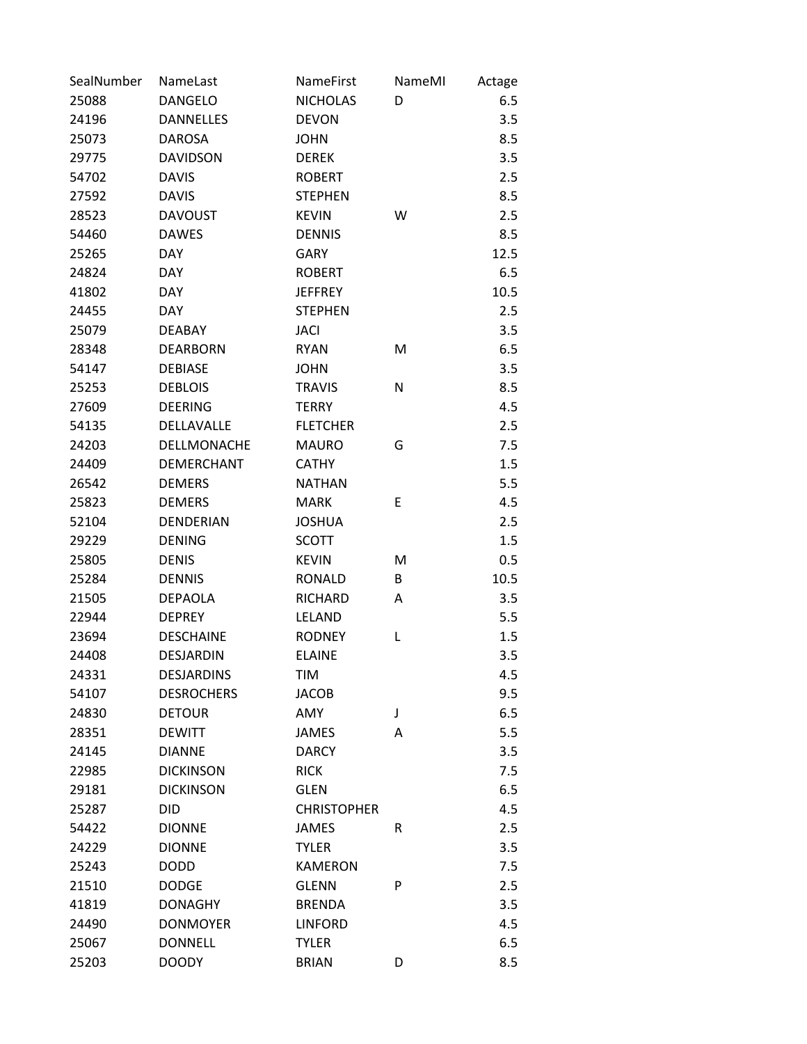| SealNumber | NameLast | NameFirst | NameMI | Actage |
|---|---|---|---|---|
| 25088 | DANGELO | NICHOLAS | D | 6.5 |
| 24196 | DANNELLES | DEVON | | 3.5 |
| 25073 | DAROSA | JOHN | | 8.5 |
| 29775 | DAVIDSON | DEREK | | 3.5 |
| 54702 | DAVIS | ROBERT | | 2.5 |
| 27592 | DAVIS | STEPHEN | | 8.5 |
| 28523 | DAVOUST | KEVIN | W | 2.5 |
| 54460 | DAWES | DENNIS | | 8.5 |
| 25265 | DAY | GARY | | 12.5 |
| 24824 | DAY | ROBERT | | 6.5 |
| 41802 | DAY | JEFFREY | | 10.5 |
| 24455 | DAY | STEPHEN | | 2.5 |
| 25079 | DEABAY | JACI | | 3.5 |
| 28348 | DEARBORN | RYAN | M | 6.5 |
| 54147 | DEBIASE | JOHN | | 3.5 |
| 25253 | DEBLOIS | TRAVIS | N | 8.5 |
| 27609 | DEERING | TERRY | | 4.5 |
| 54135 | DELLAVALLE | FLETCHER | | 2.5 |
| 24203 | DELLMONACHE | MAURO | G | 7.5 |
| 24409 | DEMERCHANT | CATHY | | 1.5 |
| 26542 | DEMERS | NATHAN | | 5.5 |
| 25823 | DEMERS | MARK | E | 4.5 |
| 52104 | DENDERIAN | JOSHUA | | 2.5 |
| 29229 | DENING | SCOTT | | 1.5 |
| 25805 | DENIS | KEVIN | M | 0.5 |
| 25284 | DENNIS | RONALD | B | 10.5 |
| 21505 | DEPAOLA | RICHARD | A | 3.5 |
| 22944 | DEPREY | LELAND | | 5.5 |
| 23694 | DESCHAINE | RODNEY | L | 1.5 |
| 24408 | DESJARDIN | ELAINE | | 3.5 |
| 24331 | DESJARDINS | TIM | | 4.5 |
| 54107 | DESROCHERS | JACOB | | 9.5 |
| 24830 | DETOUR | AMY | J | 6.5 |
| 28351 | DEWITT | JAMES | A | 5.5 |
| 24145 | DIANNE | DARCY | | 3.5 |
| 22985 | DICKINSON | RICK | | 7.5 |
| 29181 | DICKINSON | GLEN | | 6.5 |
| 25287 | DID | CHRISTOPHER | | 4.5 |
| 54422 | DIONNE | JAMES | R | 2.5 |
| 24229 | DIONNE | TYLER | | 3.5 |
| 25243 | DODD | KAMERON | | 7.5 |
| 21510 | DODGE | GLENN | P | 2.5 |
| 41819 | DONAGHY | BRENDA | | 3.5 |
| 24490 | DONMOYER | LINFORD | | 4.5 |
| 25067 | DONNELL | TYLER | | 6.5 |
| 25203 | DOODY | BRIAN | D | 8.5 |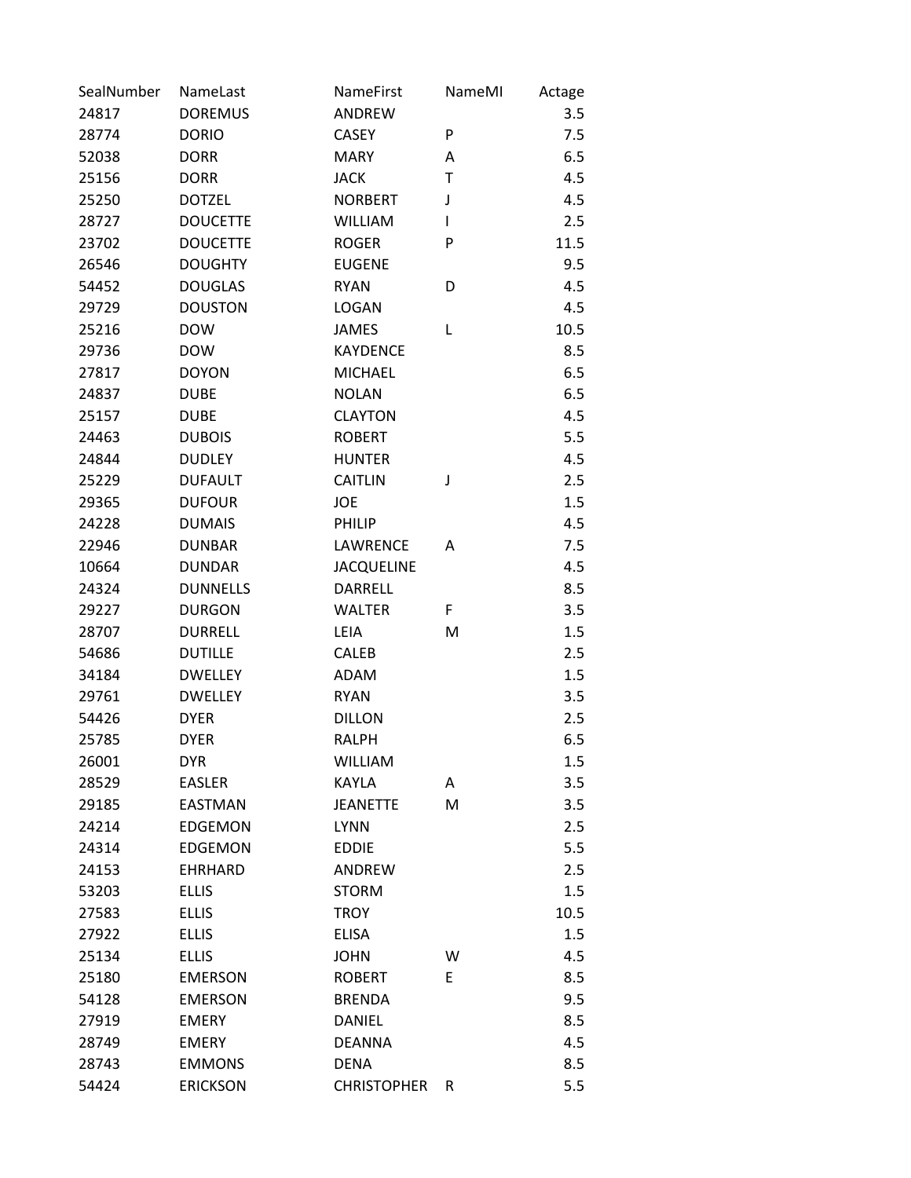| SealNumber | NameLast | NameFirst | NameMI | Actage |
|---|---|---|---|---|
| 24817 | DOREMUS | ANDREW | | 3.5 |
| 28774 | DORIO | CASEY | P | 7.5 |
| 52038 | DORR | MARY | A | 6.5 |
| 25156 | DORR | JACK | T | 4.5 |
| 25250 | DOTZEL | NORBERT | J | 4.5 |
| 28727 | DOUCETTE | WILLIAM | I | 2.5 |
| 23702 | DOUCETTE | ROGER | P | 11.5 |
| 26546 | DOUGHTY | EUGENE | | 9.5 |
| 54452 | DOUGLAS | RYAN | D | 4.5 |
| 29729 | DOUSTON | LOGAN | | 4.5 |
| 25216 | DOW | JAMES | L | 10.5 |
| 29736 | DOW | KAYDENCE | | 8.5 |
| 27817 | DOYON | MICHAEL | | 6.5 |
| 24837 | DUBE | NOLAN | | 6.5 |
| 25157 | DUBE | CLAYTON | | 4.5 |
| 24463 | DUBOIS | ROBERT | | 5.5 |
| 24844 | DUDLEY | HUNTER | | 4.5 |
| 25229 | DUFAULT | CAITLIN | J | 2.5 |
| 29365 | DUFOUR | JOE | | 1.5 |
| 24228 | DUMAIS | PHILIP | | 4.5 |
| 22946 | DUNBAR | LAWRENCE | A | 7.5 |
| 10664 | DUNDAR | JACQUELINE | | 4.5 |
| 24324 | DUNNELLS | DARRELL | | 8.5 |
| 29227 | DURGON | WALTER | F | 3.5 |
| 28707 | DURRELL | LEIA | M | 1.5 |
| 54686 | DUTILLE | CALEB | | 2.5 |
| 34184 | DWELLEY | ADAM | | 1.5 |
| 29761 | DWELLEY | RYAN | | 3.5 |
| 54426 | DYER | DILLON | | 2.5 |
| 25785 | DYER | RALPH | | 6.5 |
| 26001 | DYR | WILLIAM | | 1.5 |
| 28529 | EASLER | KAYLA | A | 3.5 |
| 29185 | EASTMAN | JEANETTE | M | 3.5 |
| 24214 | EDGEMON | LYNN | | 2.5 |
| 24314 | EDGEMON | EDDIE | | 5.5 |
| 24153 | EHRHARD | ANDREW | | 2.5 |
| 53203 | ELLIS | STORM | | 1.5 |
| 27583 | ELLIS | TROY | | 10.5 |
| 27922 | ELLIS | ELISA | | 1.5 |
| 25134 | ELLIS | JOHN | W | 4.5 |
| 25180 | EMERSON | ROBERT | E | 8.5 |
| 54128 | EMERSON | BRENDA | | 9.5 |
| 27919 | EMERY | DANIEL | | 8.5 |
| 28749 | EMERY | DEANNA | | 4.5 |
| 28743 | EMMONS | DENA | | 8.5 |
| 54424 | ERICKSON | CHRISTOPHER | R | 5.5 |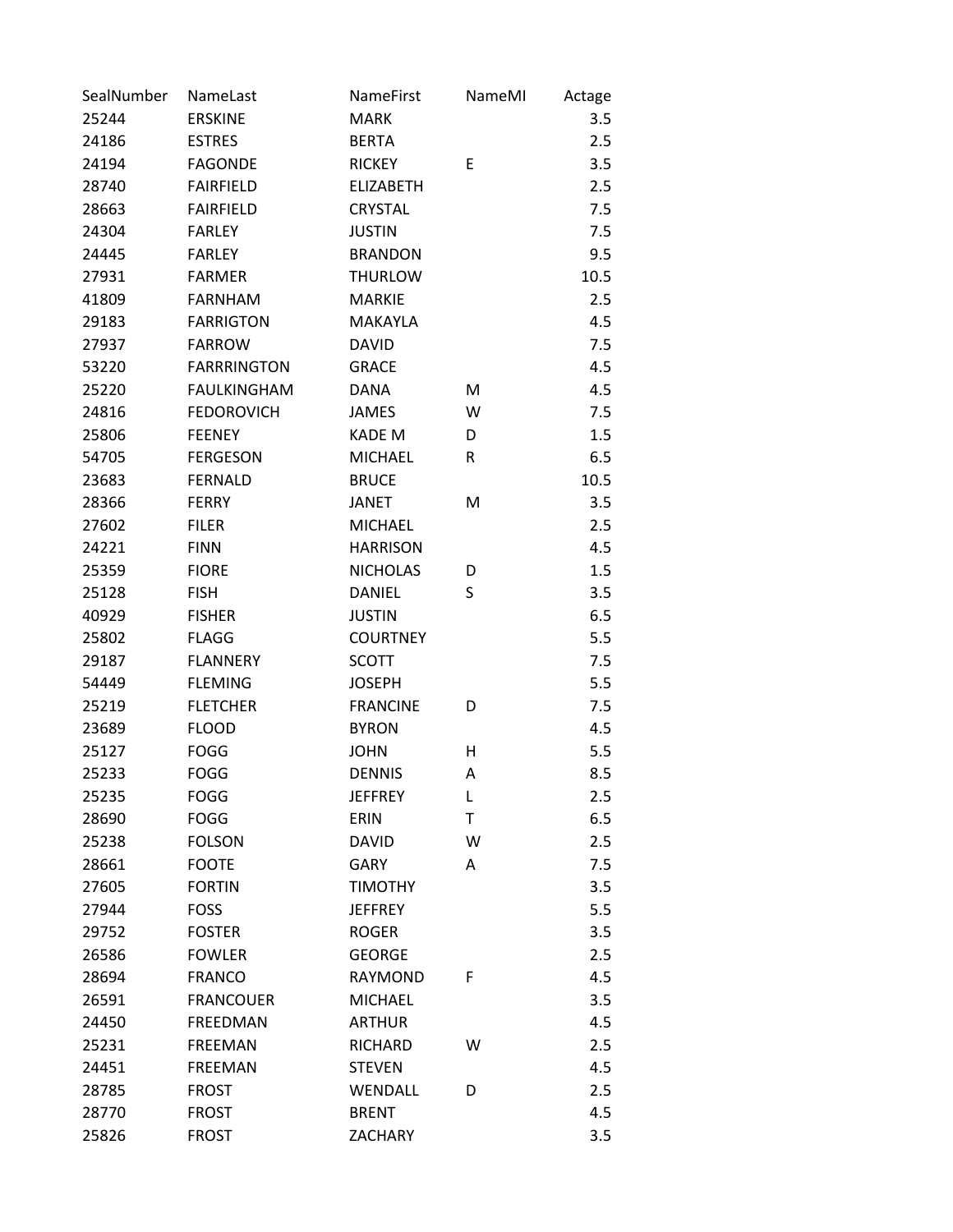| SealNumber | NameLast | NameFirst | NameMI | Actage |
|---|---|---|---|---|
| 25244 | ERSKINE | MARK | | 3.5 |
| 24186 | ESTRES | BERTA | | 2.5 |
| 24194 | FAGONDE | RICKEY | E | 3.5 |
| 28740 | FAIRFIELD | ELIZABETH | | 2.5 |
| 28663 | FAIRFIELD | CRYSTAL | | 7.5 |
| 24304 | FARLEY | JUSTIN | | 7.5 |
| 24445 | FARLEY | BRANDON | | 9.5 |
| 27931 | FARMER | THURLOW | | 10.5 |
| 41809 | FARNHAM | MARKIE | | 2.5 |
| 29183 | FARRIGTON | MAKAYLA | | 4.5 |
| 27937 | FARROW | DAVID | | 7.5 |
| 53220 | FARRRINGTON | GRACE | | 4.5 |
| 25220 | FAULKINGHAM | DANA | M | 4.5 |
| 24816 | FEDOROVICH | JAMES | W | 7.5 |
| 25806 | FEENEY | KADE M | D | 1.5 |
| 54705 | FERGESON | MICHAEL | R | 6.5 |
| 23683 | FERNALD | BRUCE | | 10.5 |
| 28366 | FERRY | JANET | M | 3.5 |
| 27602 | FILER | MICHAEL | | 2.5 |
| 24221 | FINN | HARRISON | | 4.5 |
| 25359 | FIORE | NICHOLAS | D | 1.5 |
| 25128 | FISH | DANIEL | S | 3.5 |
| 40929 | FISHER | JUSTIN | | 6.5 |
| 25802 | FLAGG | COURTNEY | | 5.5 |
| 29187 | FLANNERY | SCOTT | | 7.5 |
| 54449 | FLEMING | JOSEPH | | 5.5 |
| 25219 | FLETCHER | FRANCINE | D | 7.5 |
| 23689 | FLOOD | BYRON | | 4.5 |
| 25127 | FOGG | JOHN | H | 5.5 |
| 25233 | FOGG | DENNIS | A | 8.5 |
| 25235 | FOGG | JEFFREY | L | 2.5 |
| 28690 | FOGG | ERIN | T | 6.5 |
| 25238 | FOLSON | DAVID | W | 2.5 |
| 28661 | FOOTE | GARY | A | 7.5 |
| 27605 | FORTIN | TIMOTHY | | 3.5 |
| 27944 | FOSS | JEFFREY | | 5.5 |
| 29752 | FOSTER | ROGER | | 3.5 |
| 26586 | FOWLER | GEORGE | | 2.5 |
| 28694 | FRANCO | RAYMOND | F | 4.5 |
| 26591 | FRANCOUER | MICHAEL | | 3.5 |
| 24450 | FREEDMAN | ARTHUR | | 4.5 |
| 25231 | FREEMAN | RICHARD | W | 2.5 |
| 24451 | FREEMAN | STEVEN | | 4.5 |
| 28785 | FROST | WENDALL | D | 2.5 |
| 28770 | FROST | BRENT | | 4.5 |
| 25826 | FROST | ZACHARY | | 3.5 |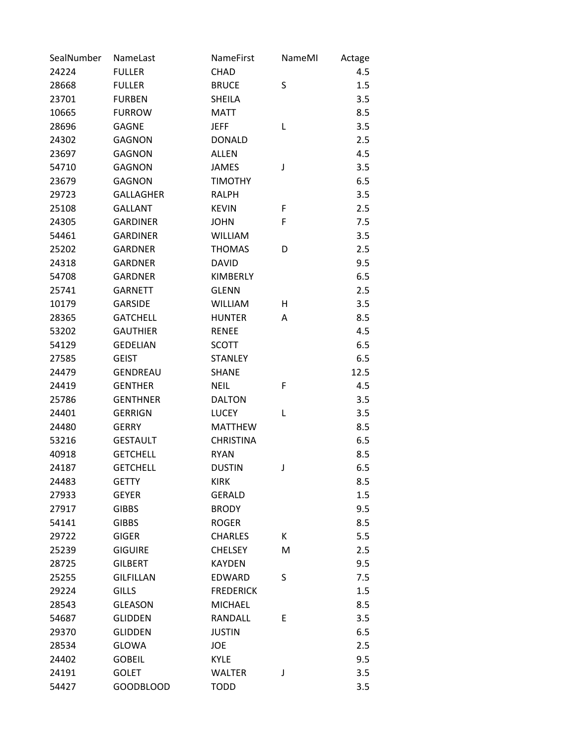| SealNumber | NameLast | NameFirst | NameMI | Actage |
|---|---|---|---|---|
| 24224 | FULLER | CHAD | | 4.5 |
| 28668 | FULLER | BRUCE | S | 1.5 |
| 23701 | FURBEN | SHEILA | | 3.5 |
| 10665 | FURROW | MATT | | 8.5 |
| 28696 | GAGNE | JEFF | L | 3.5 |
| 24302 | GAGNON | DONALD | | 2.5 |
| 23697 | GAGNON | ALLEN | | 4.5 |
| 54710 | GAGNON | JAMES | J | 3.5 |
| 23679 | GAGNON | TIMOTHY | | 6.5 |
| 29723 | GALLAGHER | RALPH | | 3.5 |
| 25108 | GALLANT | KEVIN | F | 2.5 |
| 24305 | GARDINER | JOHN | F | 7.5 |
| 54461 | GARDINER | WILLIAM | | 3.5 |
| 25202 | GARDNER | THOMAS | D | 2.5 |
| 24318 | GARDNER | DAVID | | 9.5 |
| 54708 | GARDNER | KIMBERLY | | 6.5 |
| 25741 | GARNETT | GLENN | | 2.5 |
| 10179 | GARSIDE | WILLIAM | H | 3.5 |
| 28365 | GATCHELL | HUNTER | A | 8.5 |
| 53202 | GAUTHIER | RENEE | | 4.5 |
| 54129 | GEDELIAN | SCOTT | | 6.5 |
| 27585 | GEIST | STANLEY | | 6.5 |
| 24479 | GENDREAU | SHANE | | 12.5 |
| 24419 | GENTHER | NEIL | F | 4.5 |
| 25786 | GENTHNER | DALTON | | 3.5 |
| 24401 | GERRIGN | LUCEY | L | 3.5 |
| 24480 | GERRY | MATTHEW | | 8.5 |
| 53216 | GESTAULT | CHRISTINA | | 6.5 |
| 40918 | GETCHELL | RYAN | | 8.5 |
| 24187 | GETCHELL | DUSTIN | J | 6.5 |
| 24483 | GETTY | KIRK | | 8.5 |
| 27933 | GEYER | GERALD | | 1.5 |
| 27917 | GIBBS | BRODY | | 9.5 |
| 54141 | GIBBS | ROGER | | 8.5 |
| 29722 | GIGER | CHARLES | K | 5.5 |
| 25239 | GIGUIRE | CHELSEY | M | 2.5 |
| 28725 | GILBERT | KAYDEN | | 9.5 |
| 25255 | GILFILLAN | EDWARD | S | 7.5 |
| 29224 | GILLS | FREDERICK | | 1.5 |
| 28543 | GLEASON | MICHAEL | | 8.5 |
| 54687 | GLIDDEN | RANDALL | E | 3.5 |
| 29370 | GLIDDEN | JUSTIN | | 6.5 |
| 28534 | GLOWA | JOE | | 2.5 |
| 24402 | GOBEIL | KYLE | | 9.5 |
| 24191 | GOLET | WALTER | J | 3.5 |
| 54427 | GOODBLOOD | TODD | | 3.5 |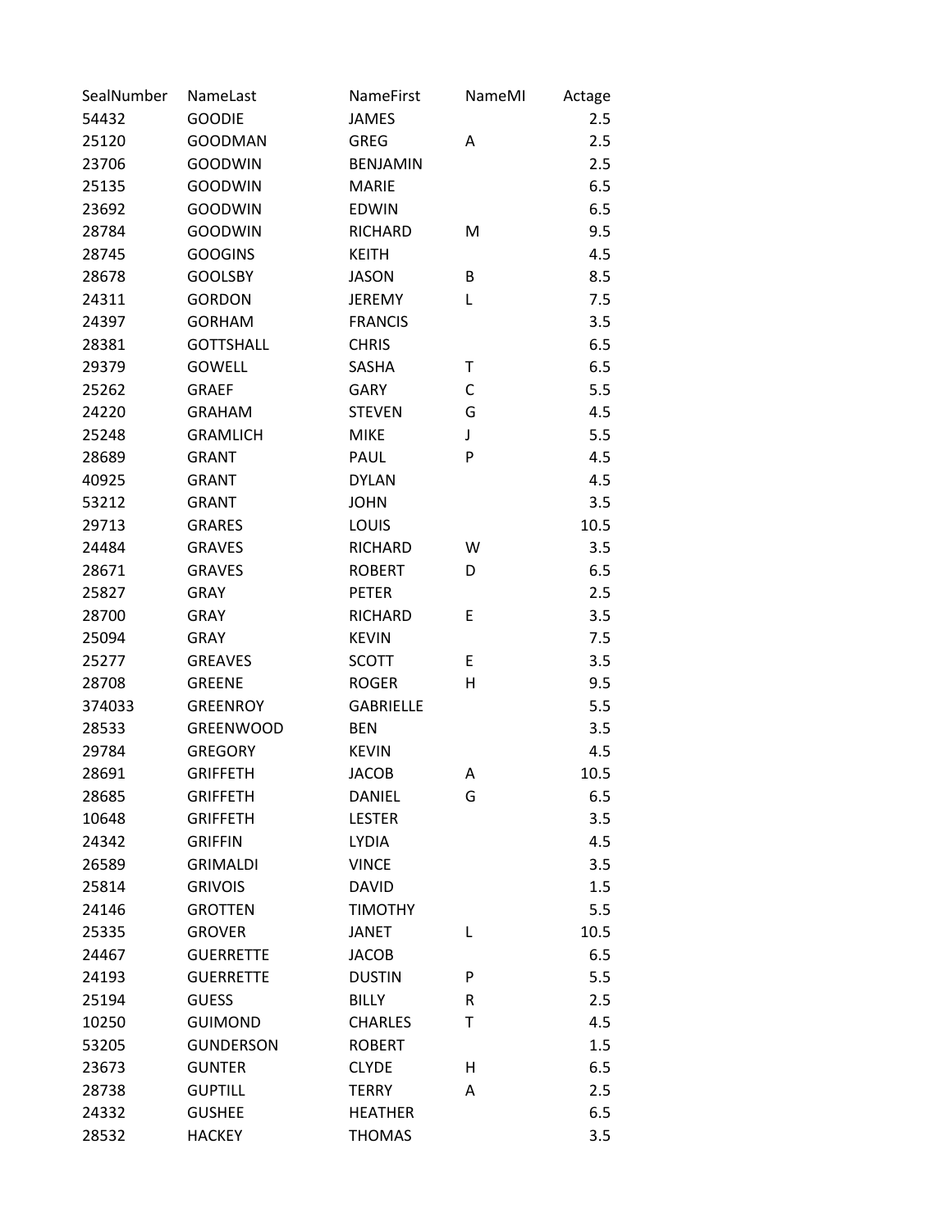| SealNumber | NameLast | NameFirst | NameMI | Actage |
|---|---|---|---|---|
| 54432 | GOODIE | JAMES | | 2.5 |
| 25120 | GOODMAN | GREG | A | 2.5 |
| 23706 | GOODWIN | BENJAMIN | | 2.5 |
| 25135 | GOODWIN | MARIE | | 6.5 |
| 23692 | GOODWIN | EDWIN | | 6.5 |
| 28784 | GOODWIN | RICHARD | M | 9.5 |
| 28745 | GOOGINS | KEITH | | 4.5 |
| 28678 | GOOLSBY | JASON | B | 8.5 |
| 24311 | GORDON | JEREMY | L | 7.5 |
| 24397 | GORHAM | FRANCIS | | 3.5 |
| 28381 | GOTTSHALL | CHRIS | | 6.5 |
| 29379 | GOWELL | SASHA | T | 6.5 |
| 25262 | GRAEF | GARY | C | 5.5 |
| 24220 | GRAHAM | STEVEN | G | 4.5 |
| 25248 | GRAMLICH | MIKE | J | 5.5 |
| 28689 | GRANT | PAUL | P | 4.5 |
| 40925 | GRANT | DYLAN | | 4.5 |
| 53212 | GRANT | JOHN | | 3.5 |
| 29713 | GRARES | LOUIS | | 10.5 |
| 24484 | GRAVES | RICHARD | W | 3.5 |
| 28671 | GRAVES | ROBERT | D | 6.5 |
| 25827 | GRAY | PETER | | 2.5 |
| 28700 | GRAY | RICHARD | E | 3.5 |
| 25094 | GRAY | KEVIN | | 7.5 |
| 25277 | GREAVES | SCOTT | E | 3.5 |
| 28708 | GREENE | ROGER | H | 9.5 |
| 374033 | GREENROY | GABRIELLE | | 5.5 |
| 28533 | GREENWOOD | BEN | | 3.5 |
| 29784 | GREGORY | KEVIN | | 4.5 |
| 28691 | GRIFFETH | JACOB | A | 10.5 |
| 28685 | GRIFFETH | DANIEL | G | 6.5 |
| 10648 | GRIFFETH | LESTER | | 3.5 |
| 24342 | GRIFFIN | LYDIA | | 4.5 |
| 26589 | GRIMALDI | VINCE | | 3.5 |
| 25814 | GRIVOIS | DAVID | | 1.5 |
| 24146 | GROTTEN | TIMOTHY | | 5.5 |
| 25335 | GROVER | JANET | L | 10.5 |
| 24467 | GUERRETTE | JACOB | | 6.5 |
| 24193 | GUERRETTE | DUSTIN | P | 5.5 |
| 25194 | GUESS | BILLY | R | 2.5 |
| 10250 | GUIMOND | CHARLES | T | 4.5 |
| 53205 | GUNDERSON | ROBERT | | 1.5 |
| 23673 | GUNTER | CLYDE | H | 6.5 |
| 28738 | GUPTILL | TERRY | A | 2.5 |
| 24332 | GUSHEE | HEATHER | | 6.5 |
| 28532 | HACKEY | THOMAS | | 3.5 |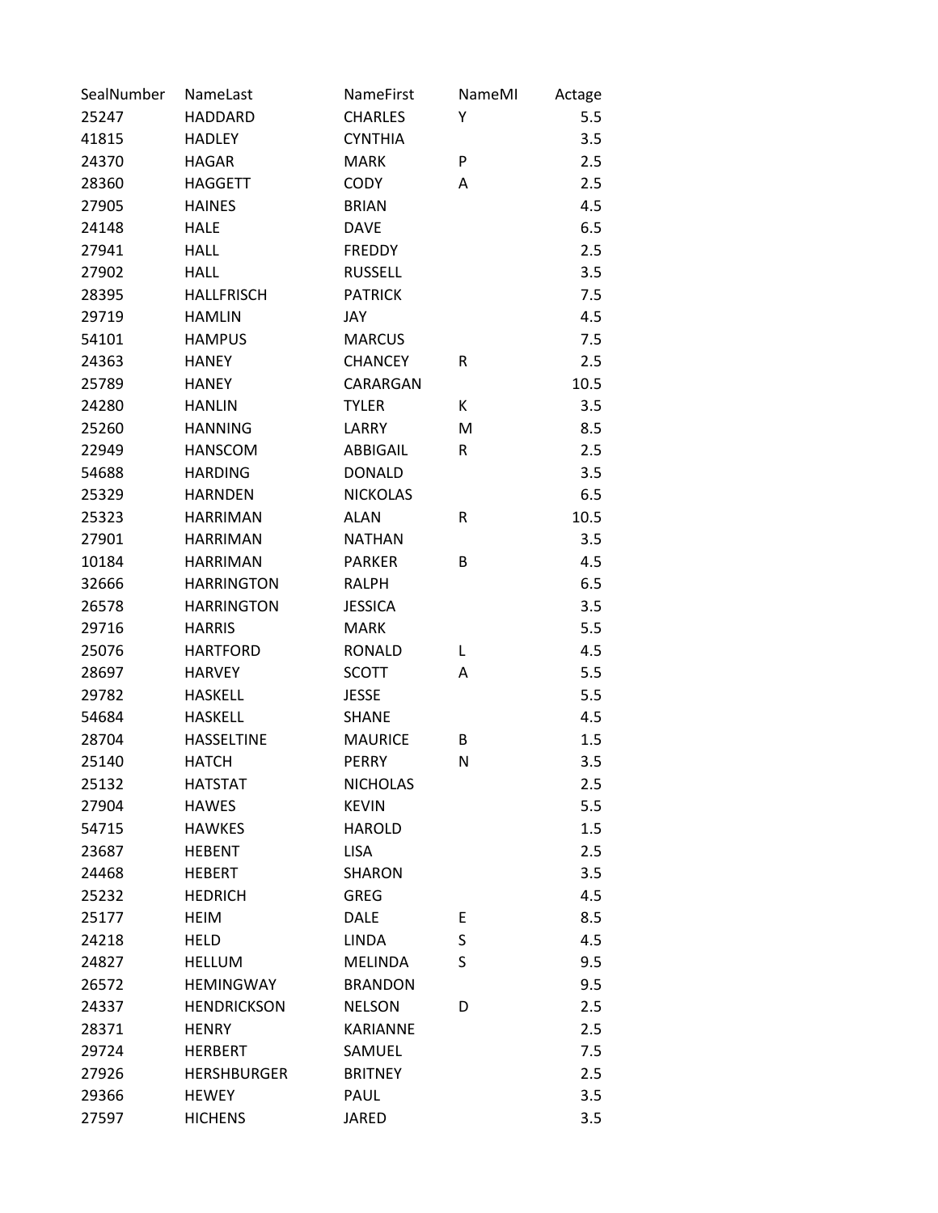| SealNumber | NameLast | NameFirst | NameMI | Actage |
|---|---|---|---|---|
| 25247 | HADDARD | CHARLES | Y | 5.5 |
| 41815 | HADLEY | CYNTHIA | | 3.5 |
| 24370 | HAGAR | MARK | P | 2.5 |
| 28360 | HAGGETT | CODY | A | 2.5 |
| 27905 | HAINES | BRIAN | | 4.5 |
| 24148 | HALE | DAVE | | 6.5 |
| 27941 | HALL | FREDDY | | 2.5 |
| 27902 | HALL | RUSSELL | | 3.5 |
| 28395 | HALLFRISCH | PATRICK | | 7.5 |
| 29719 | HAMLIN | JAY | | 4.5 |
| 54101 | HAMPUS | MARCUS | | 7.5 |
| 24363 | HANEY | CHANCEY | R | 2.5 |
| 25789 | HANEY | CARARGAN | | 10.5 |
| 24280 | HANLIN | TYLER | K | 3.5 |
| 25260 | HANNING | LARRY | M | 8.5 |
| 22949 | HANSCOM | ABBIGAIL | R | 2.5 |
| 54688 | HARDING | DONALD | | 3.5 |
| 25329 | HARNDEN | NICKOLAS | | 6.5 |
| 25323 | HARRIMAN | ALAN | R | 10.5 |
| 27901 | HARRIMAN | NATHAN | | 3.5 |
| 10184 | HARRIMAN | PARKER | B | 4.5 |
| 32666 | HARRINGTON | RALPH | | 6.5 |
| 26578 | HARRINGTON | JESSICA | | 3.5 |
| 29716 | HARRIS | MARK | | 5.5 |
| 25076 | HARTFORD | RONALD | L | 4.5 |
| 28697 | HARVEY | SCOTT | A | 5.5 |
| 29782 | HASKELL | JESSE | | 5.5 |
| 54684 | HASKELL | SHANE | | 4.5 |
| 28704 | HASSELTINE | MAURICE | B | 1.5 |
| 25140 | HATCH | PERRY | N | 3.5 |
| 25132 | HATSTAT | NICHOLAS | | 2.5 |
| 27904 | HAWES | KEVIN | | 5.5 |
| 54715 | HAWKES | HAROLD | | 1.5 |
| 23687 | HEBENT | LISA | | 2.5 |
| 24468 | HEBERT | SHARON | | 3.5 |
| 25232 | HEDRICH | GREG | | 4.5 |
| 25177 | HEIM | DALE | E | 8.5 |
| 24218 | HELD | LINDA | S | 4.5 |
| 24827 | HELLUM | MELINDA | S | 9.5 |
| 26572 | HEMINGWAY | BRANDON | | 9.5 |
| 24337 | HENDRICKSON | NELSON | D | 2.5 |
| 28371 | HENRY | KARIANNE | | 2.5 |
| 29724 | HERBERT | SAMUEL | | 7.5 |
| 27926 | HERSHBURGER | BRITNEY | | 2.5 |
| 29366 | HEWEY | PAUL | | 3.5 |
| 27597 | HICHENS | JARED | | 3.5 |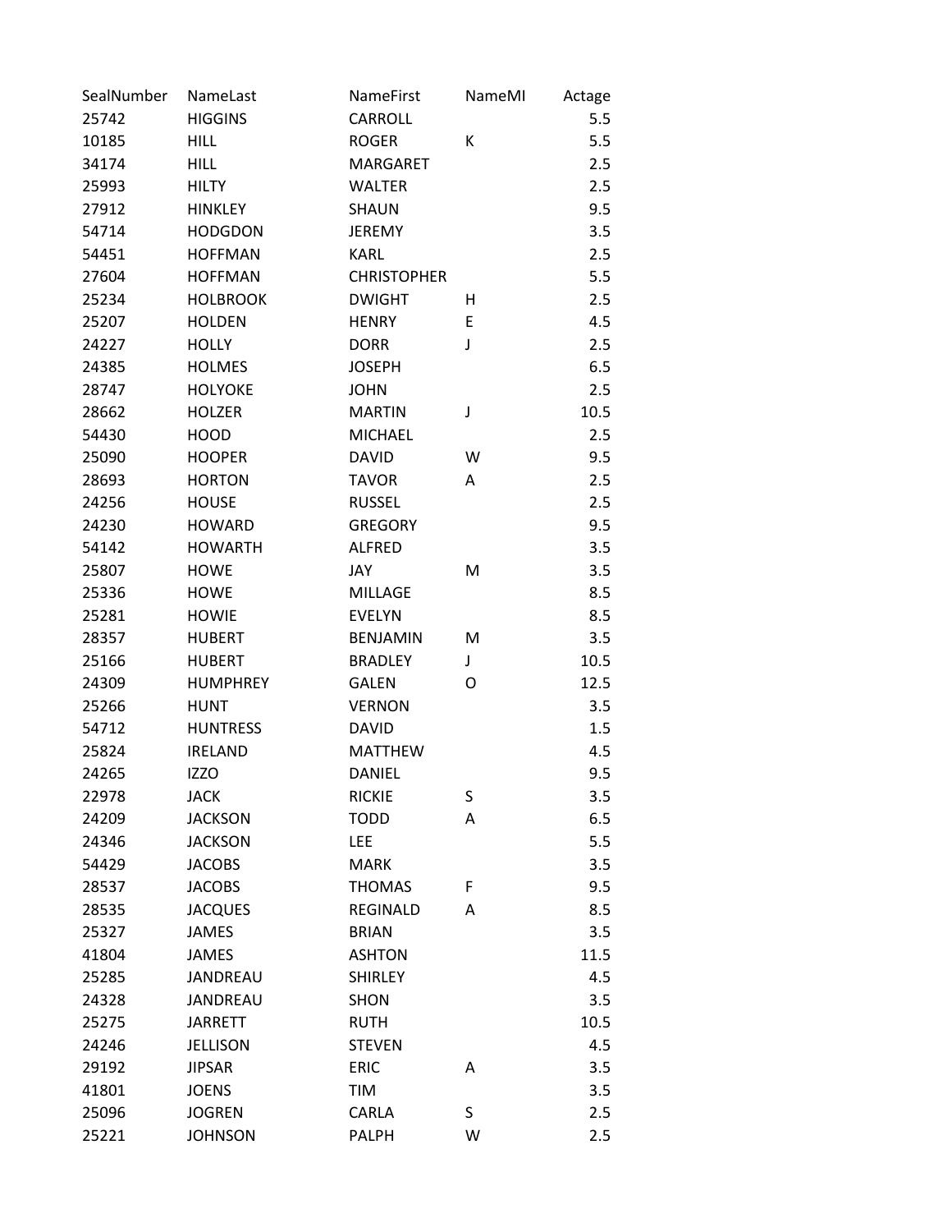| SealNumber | NameLast | NameFirst | NameMI | Actage |
|---|---|---|---|---|
| 25742 | HIGGINS | CARROLL | | 5.5 |
| 10185 | HILL | ROGER | K | 5.5 |
| 34174 | HILL | MARGARET | | 2.5 |
| 25993 | HILTY | WALTER | | 2.5 |
| 27912 | HINKLEY | SHAUN | | 9.5 |
| 54714 | HODGDON | JEREMY | | 3.5 |
| 54451 | HOFFMAN | KARL | | 2.5 |
| 27604 | HOFFMAN | CHRISTOPHER | | 5.5 |
| 25234 | HOLBROOK | DWIGHT | H | 2.5 |
| 25207 | HOLDEN | HENRY | E | 4.5 |
| 24227 | HOLLY | DORR | J | 2.5 |
| 24385 | HOLMES | JOSEPH | | 6.5 |
| 28747 | HOLYOKE | JOHN | | 2.5 |
| 28662 | HOLZER | MARTIN | J | 10.5 |
| 54430 | HOOD | MICHAEL | | 2.5 |
| 25090 | HOOPER | DAVID | W | 9.5 |
| 28693 | HORTON | TAVOR | A | 2.5 |
| 24256 | HOUSE | RUSSEL | | 2.5 |
| 24230 | HOWARD | GREGORY | | 9.5 |
| 54142 | HOWARTH | ALFRED | | 3.5 |
| 25807 | HOWE | JAY | M | 3.5 |
| 25336 | HOWE | MILLAGE | | 8.5 |
| 25281 | HOWIE | EVELYN | | 8.5 |
| 28357 | HUBERT | BENJAMIN | M | 3.5 |
| 25166 | HUBERT | BRADLEY | J | 10.5 |
| 24309 | HUMPHREY | GALEN | O | 12.5 |
| 25266 | HUNT | VERNON | | 3.5 |
| 54712 | HUNTRESS | DAVID | | 1.5 |
| 25824 | IRELAND | MATTHEW | | 4.5 |
| 24265 | IZZO | DANIEL | | 9.5 |
| 22978 | JACK | RICKIE | S | 3.5 |
| 24209 | JACKSON | TODD | A | 6.5 |
| 24346 | JACKSON | LEE | | 5.5 |
| 54429 | JACOBS | MARK | | 3.5 |
| 28537 | JACOBS | THOMAS | F | 9.5 |
| 28535 | JACQUES | REGINALD | A | 8.5 |
| 25327 | JAMES | BRIAN | | 3.5 |
| 41804 | JAMES | ASHTON | | 11.5 |
| 25285 | JANDREAU | SHIRLEY | | 4.5 |
| 24328 | JANDREAU | SHON | | 3.5 |
| 25275 | JARRETT | RUTH | | 10.5 |
| 24246 | JELLISON | STEVEN | | 4.5 |
| 29192 | JIPSAR | ERIC | A | 3.5 |
| 41801 | JOENS | TIM | | 3.5 |
| 25096 | JOGREN | CARLA | S | 2.5 |
| 25221 | JOHNSON | PALPH | W | 2.5 |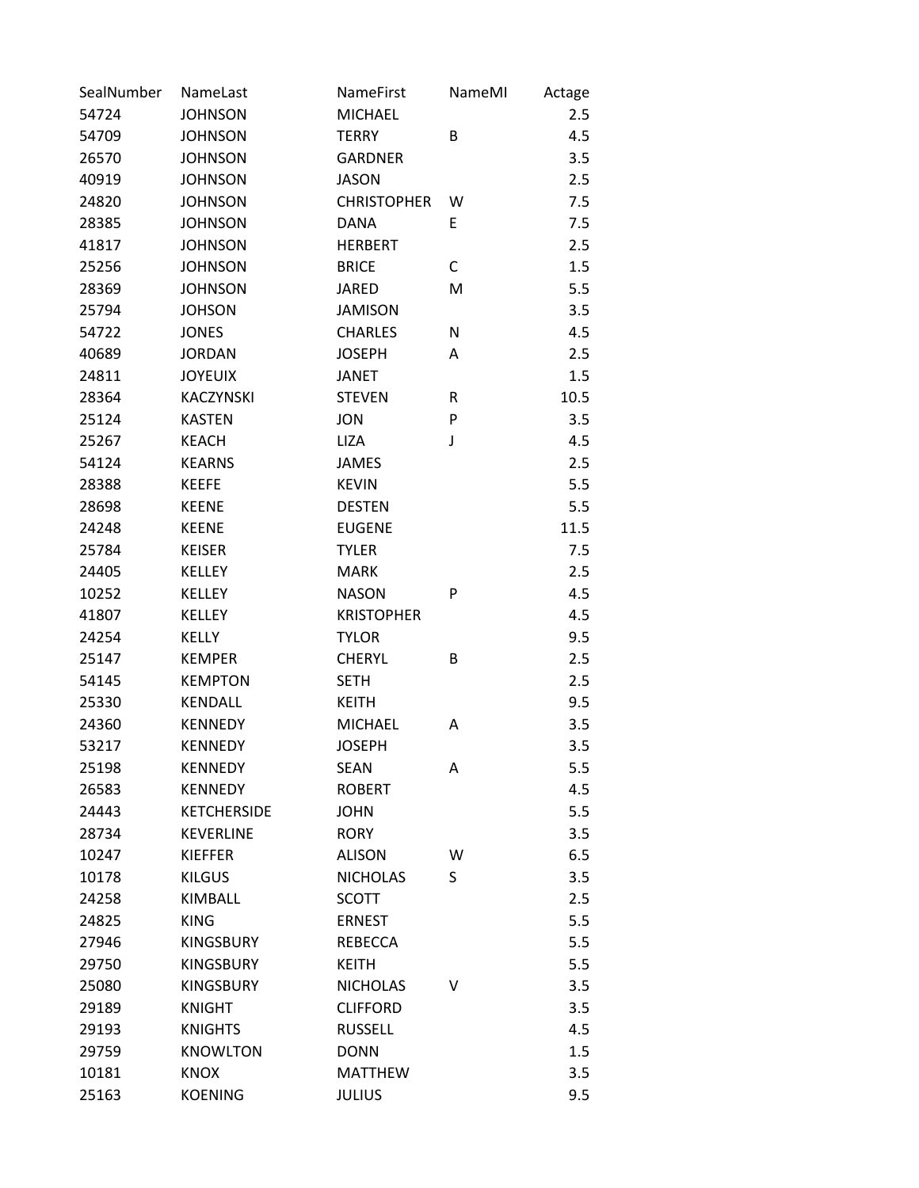| SealNumber | NameLast | NameFirst | NameMI | Actage |
|---|---|---|---|---|
| 54724 | JOHNSON | MICHAEL | | 2.5 |
| 54709 | JOHNSON | TERRY | B | 4.5 |
| 26570 | JOHNSON | GARDNER | | 3.5 |
| 40919 | JOHNSON | JASON | | 2.5 |
| 24820 | JOHNSON | CHRISTOPHER | W | 7.5 |
| 28385 | JOHNSON | DANA | E | 7.5 |
| 41817 | JOHNSON | HERBERT | | 2.5 |
| 25256 | JOHNSON | BRICE | C | 1.5 |
| 28369 | JOHNSON | JARED | M | 5.5 |
| 25794 | JOHSON | JAMISON | | 3.5 |
| 54722 | JONES | CHARLES | N | 4.5 |
| 40689 | JORDAN | JOSEPH | A | 2.5 |
| 24811 | JOYEUIX | JANET | | 1.5 |
| 28364 | KACZYNSKI | STEVEN | R | 10.5 |
| 25124 | KASTEN | JON | P | 3.5 |
| 25267 | KEACH | LIZA | J | 4.5 |
| 54124 | KEARNS | JAMES | | 2.5 |
| 28388 | KEEFE | KEVIN | | 5.5 |
| 28698 | KEENE | DESTEN | | 5.5 |
| 24248 | KEENE | EUGENE | | 11.5 |
| 25784 | KEISER | TYLER | | 7.5 |
| 24405 | KELLEY | MARK | | 2.5 |
| 10252 | KELLEY | NASON | P | 4.5 |
| 41807 | KELLEY | KRISTOPHER | | 4.5 |
| 24254 | KELLY | TYLOR | | 9.5 |
| 25147 | KEMPER | CHERYL | B | 2.5 |
| 54145 | KEMPTON | SETH | | 2.5 |
| 25330 | KENDALL | KEITH | | 9.5 |
| 24360 | KENNEDY | MICHAEL | A | 3.5 |
| 53217 | KENNEDY | JOSEPH | | 3.5 |
| 25198 | KENNEDY | SEAN | A | 5.5 |
| 26583 | KENNEDY | ROBERT | | 4.5 |
| 24443 | KETCHERSIDE | JOHN | | 5.5 |
| 28734 | KEVERLINE | RORY | | 3.5 |
| 10247 | KIEFFER | ALISON | W | 6.5 |
| 10178 | KILGUS | NICHOLAS | S | 3.5 |
| 24258 | KIMBALL | SCOTT | | 2.5 |
| 24825 | KING | ERNEST | | 5.5 |
| 27946 | KINGSBURY | REBECCA | | 5.5 |
| 29750 | KINGSBURY | KEITH | | 5.5 |
| 25080 | KINGSBURY | NICHOLAS | V | 3.5 |
| 29189 | KNIGHT | CLIFFORD | | 3.5 |
| 29193 | KNIGHTS | RUSSELL | | 4.5 |
| 29759 | KNOWLTON | DONN | | 1.5 |
| 10181 | KNOX | MATTHEW | | 3.5 |
| 25163 | KOENING | JULIUS | | 9.5 |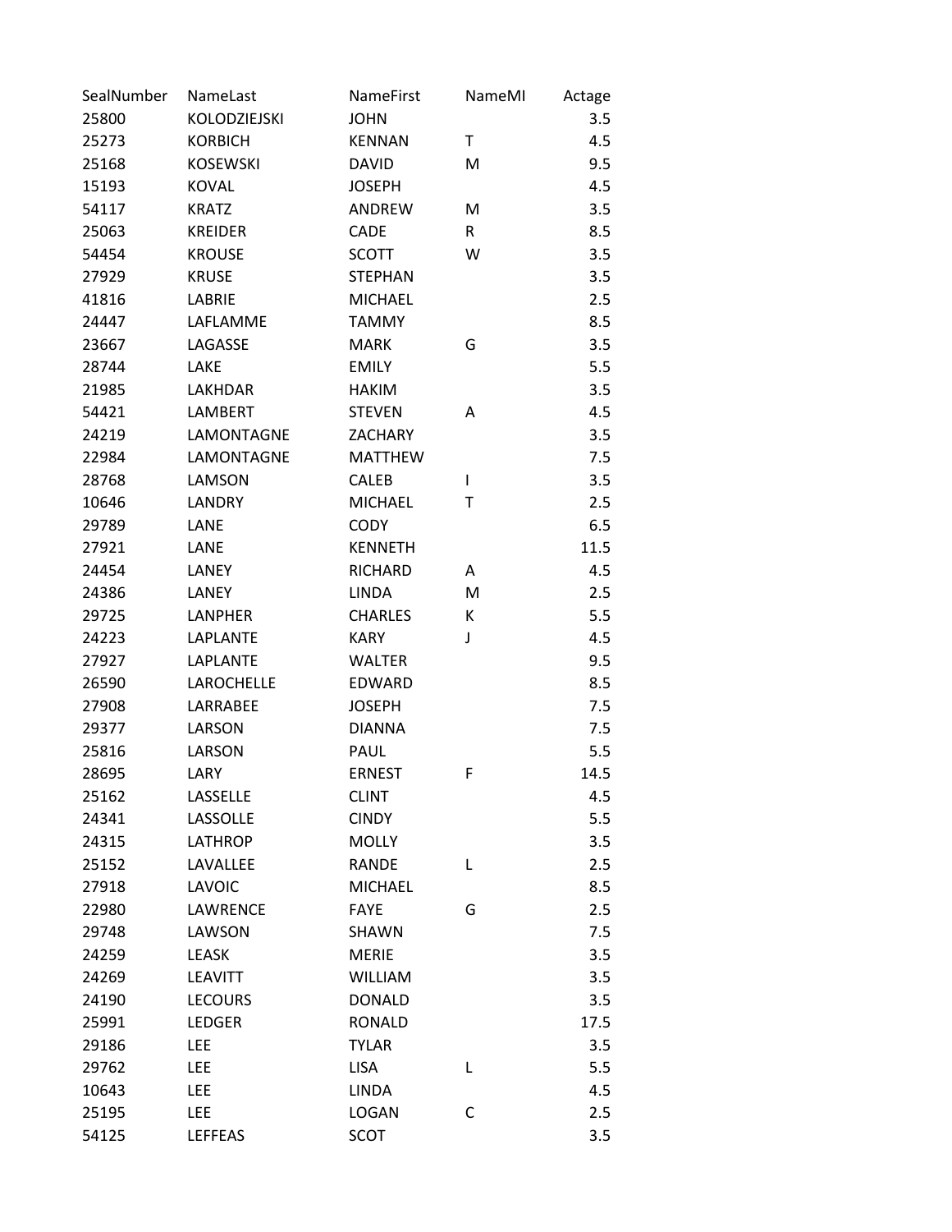| SealNumber | NameLast | NameFirst | NameMI | Actage |
|---|---|---|---|---|
| 25800 | KOLODZIEJSKI | JOHN | | 3.5 |
| 25273 | KORBICH | KENNAN | T | 4.5 |
| 25168 | KOSEWSKI | DAVID | M | 9.5 |
| 15193 | KOVAL | JOSEPH | | 4.5 |
| 54117 | KRATZ | ANDREW | M | 3.5 |
| 25063 | KREIDER | CADE | R | 8.5 |
| 54454 | KROUSE | SCOTT | W | 3.5 |
| 27929 | KRUSE | STEPHAN | | 3.5 |
| 41816 | LABRIE | MICHAEL | | 2.5 |
| 24447 | LAFLAMME | TAMMY | | 8.5 |
| 23667 | LAGASSE | MARK | G | 3.5 |
| 28744 | LAKE | EMILY | | 5.5 |
| 21985 | LAKHDAR | HAKIM | | 3.5 |
| 54421 | LAMBERT | STEVEN | A | 4.5 |
| 24219 | LAMONTAGNE | ZACHARY | | 3.5 |
| 22984 | LAMONTAGNE | MATTHEW | | 7.5 |
| 28768 | LAMSON | CALEB | I | 3.5 |
| 10646 | LANDRY | MICHAEL | T | 2.5 |
| 29789 | LANE | CODY | | 6.5 |
| 27921 | LANE | KENNETH | | 11.5 |
| 24454 | LANEY | RICHARD | A | 4.5 |
| 24386 | LANEY | LINDA | M | 2.5 |
| 29725 | LANPHER | CHARLES | K | 5.5 |
| 24223 | LAPLANTE | KARY | J | 4.5 |
| 27927 | LAPLANTE | WALTER | | 9.5 |
| 26590 | LAROCHELLE | EDWARD | | 8.5 |
| 27908 | LARRABEE | JOSEPH | | 7.5 |
| 29377 | LARSON | DIANNA | | 7.5 |
| 25816 | LARSON | PAUL | | 5.5 |
| 28695 | LARY | ERNEST | F | 14.5 |
| 25162 | LASSELLE | CLINT | | 4.5 |
| 24341 | LASSOLLE | CINDY | | 5.5 |
| 24315 | LATHROP | MOLLY | | 3.5 |
| 25152 | LAVALLEE | RANDE | L | 2.5 |
| 27918 | LAVOIC | MICHAEL | | 8.5 |
| 22980 | LAWRENCE | FAYE | G | 2.5 |
| 29748 | LAWSON | SHAWN | | 7.5 |
| 24259 | LEASK | MERIE | | 3.5 |
| 24269 | LEAVITT | WILLIAM | | 3.5 |
| 24190 | LECOURS | DONALD | | 3.5 |
| 25991 | LEDGER | RONALD | | 17.5 |
| 29186 | LEE | TYLAR | | 3.5 |
| 29762 | LEE | LISA | L | 5.5 |
| 10643 | LEE | LINDA | | 4.5 |
| 25195 | LEE | LOGAN | C | 2.5 |
| 54125 | LEFFEAS | SCOT | | 3.5 |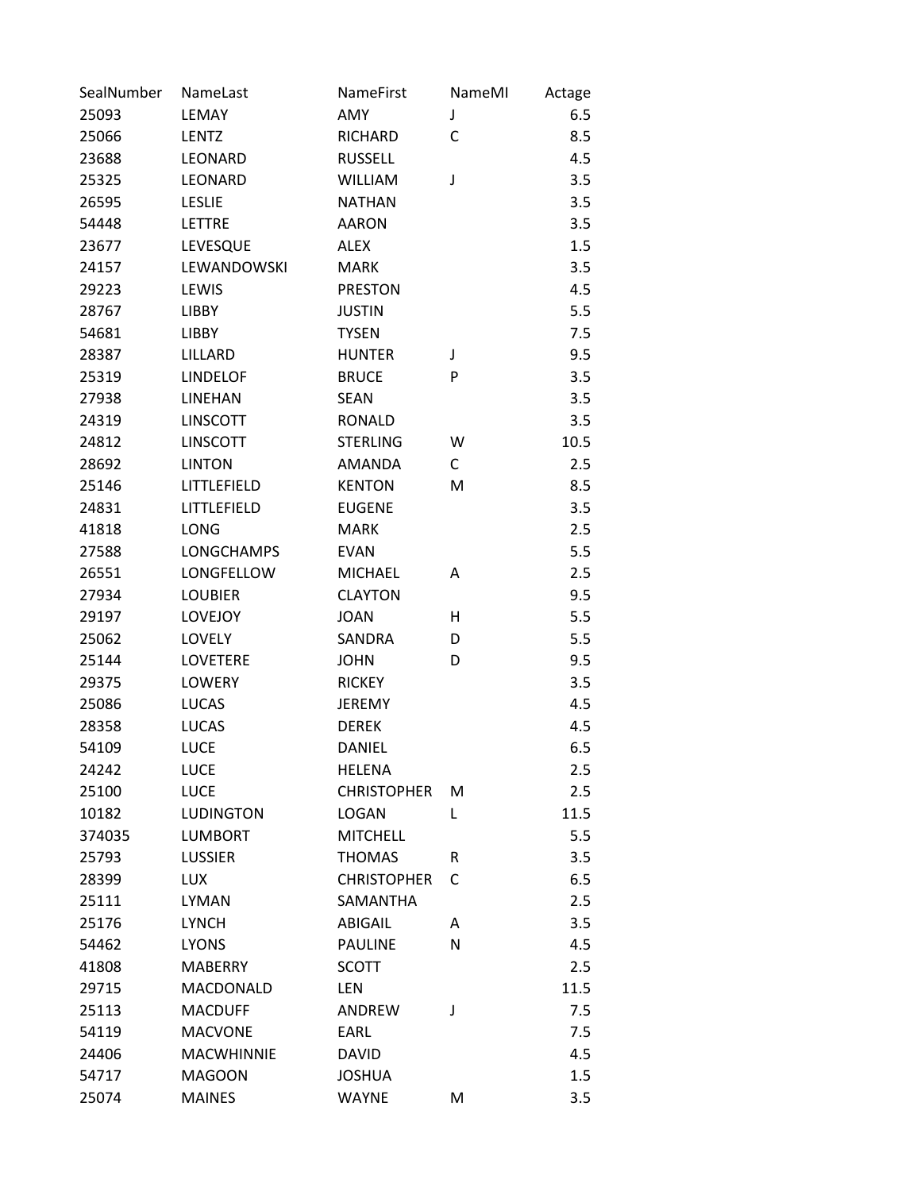| SealNumber | NameLast | NameFirst | NameMI | Actage |
|---|---|---|---|---|
| 25093 | LEMAY | AMY | J | 6.5 |
| 25066 | LENTZ | RICHARD | C | 8.5 |
| 23688 | LEONARD | RUSSELL | | 4.5 |
| 25325 | LEONARD | WILLIAM | J | 3.5 |
| 26595 | LESLIE | NATHAN | | 3.5 |
| 54448 | LETTRE | AARON | | 3.5 |
| 23677 | LEVESQUE | ALEX | | 1.5 |
| 24157 | LEWANDOWSKI | MARK | | 3.5 |
| 29223 | LEWIS | PRESTON | | 4.5 |
| 28767 | LIBBY | JUSTIN | | 5.5 |
| 54681 | LIBBY | TYSEN | | 7.5 |
| 28387 | LILLARD | HUNTER | J | 9.5 |
| 25319 | LINDELOF | BRUCE | P | 3.5 |
| 27938 | LINEHAN | SEAN | | 3.5 |
| 24319 | LINSCOTT | RONALD | | 3.5 |
| 24812 | LINSCOTT | STERLING | W | 10.5 |
| 28692 | LINTON | AMANDA | C | 2.5 |
| 25146 | LITTLEFIELD | KENTON | M | 8.5 |
| 24831 | LITTLEFIELD | EUGENE | | 3.5 |
| 41818 | LONG | MARK | | 2.5 |
| 27588 | LONGCHAMPS | EVAN | | 5.5 |
| 26551 | LONGFELLOW | MICHAEL | A | 2.5 |
| 27934 | LOUBIER | CLAYTON | | 9.5 |
| 29197 | LOVEJOY | JOAN | H | 5.5 |
| 25062 | LOVELY | SANDRA | D | 5.5 |
| 25144 | LOVETERE | JOHN | D | 9.5 |
| 29375 | LOWERY | RICKEY | | 3.5 |
| 25086 | LUCAS | JEREMY | | 4.5 |
| 28358 | LUCAS | DEREK | | 4.5 |
| 54109 | LUCE | DANIEL | | 6.5 |
| 24242 | LUCE | HELENA | | 2.5 |
| 25100 | LUCE | CHRISTOPHER | M | 2.5 |
| 10182 | LUDINGTON | LOGAN | L | 11.5 |
| 374035 | LUMBORT | MITCHELL | | 5.5 |
| 25793 | LUSSIER | THOMAS | R | 3.5 |
| 28399 | LUX | CHRISTOPHER | C | 6.5 |
| 25111 | LYMAN | SAMANTHA | | 2.5 |
| 25176 | LYNCH | ABIGAIL | A | 3.5 |
| 54462 | LYONS | PAULINE | N | 4.5 |
| 41808 | MABERRY | SCOTT | | 2.5 |
| 29715 | MACDONALD | LEN | | 11.5 |
| 25113 | MACDUFF | ANDREW | J | 7.5 |
| 54119 | MACVONE | EARL | | 7.5 |
| 24406 | MACWHINNIE | DAVID | | 4.5 |
| 54717 | MAGOON | JOSHUA | | 1.5 |
| 25074 | MAINES | WAYNE | M | 3.5 |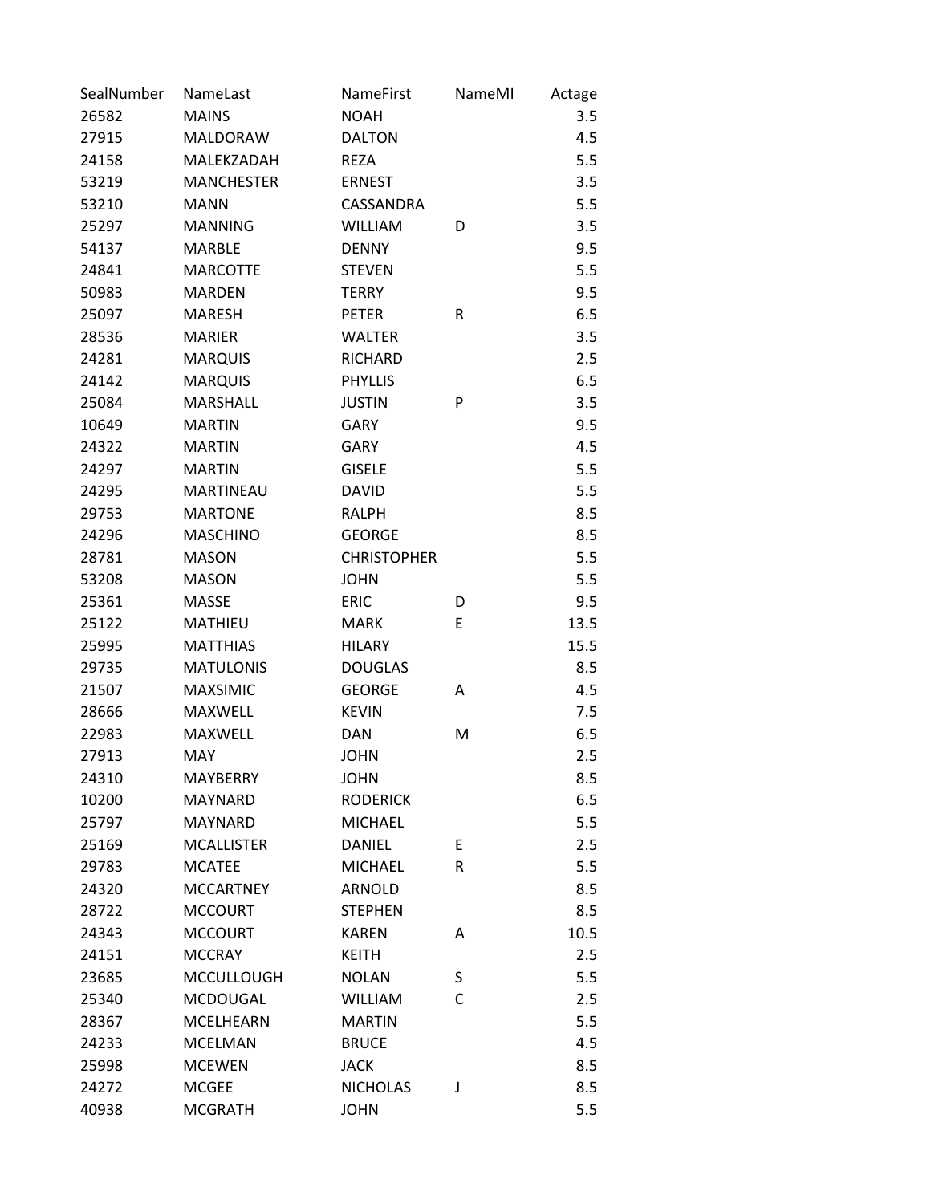| SealNumber | NameLast | NameFirst | NameMI | Actage |
| --- | --- | --- | --- | --- |
| 26582 | MAINS | NOAH | | 3.5 |
| 27915 | MALDORAW | DALTON | | 4.5 |
| 24158 | MALEKZADAH | REZA | | 5.5 |
| 53219 | MANCHESTER | ERNEST | | 3.5 |
| 53210 | MANN | CASSANDRA | | 5.5 |
| 25297 | MANNING | WILLIAM | D | 3.5 |
| 54137 | MARBLE | DENNY | | 9.5 |
| 24841 | MARCOTTE | STEVEN | | 5.5 |
| 50983 | MARDEN | TERRY | | 9.5 |
| 25097 | MARESH | PETER | R | 6.5 |
| 28536 | MARIER | WALTER | | 3.5 |
| 24281 | MARQUIS | RICHARD | | 2.5 |
| 24142 | MARQUIS | PHYLLIS | | 6.5 |
| 25084 | MARSHALL | JUSTIN | P | 3.5 |
| 10649 | MARTIN | GARY | | 9.5 |
| 24322 | MARTIN | GARY | | 4.5 |
| 24297 | MARTIN | GISELE | | 5.5 |
| 24295 | MARTINEAU | DAVID | | 5.5 |
| 29753 | MARTONE | RALPH | | 8.5 |
| 24296 | MASCHINO | GEORGE | | 8.5 |
| 28781 | MASON | CHRISTOPHER | | 5.5 |
| 53208 | MASON | JOHN | | 5.5 |
| 25361 | MASSE | ERIC | D | 9.5 |
| 25122 | MATHIEU | MARK | E | 13.5 |
| 25995 | MATTHIAS | HILARY | | 15.5 |
| 29735 | MATULONIS | DOUGLAS | | 8.5 |
| 21507 | MAXSIMIC | GEORGE | A | 4.5 |
| 28666 | MAXWELL | KEVIN | | 7.5 |
| 22983 | MAXWELL | DAN | M | 6.5 |
| 27913 | MAY | JOHN | | 2.5 |
| 24310 | MAYBERRY | JOHN | | 8.5 |
| 10200 | MAYNARD | RODERICK | | 6.5 |
| 25797 | MAYNARD | MICHAEL | | 5.5 |
| 25169 | MCALLISTER | DANIEL | E | 2.5 |
| 29783 | MCATEE | MICHAEL | R | 5.5 |
| 24320 | MCCARTNEY | ARNOLD | | 8.5 |
| 28722 | MCCOURT | STEPHEN | | 8.5 |
| 24343 | MCCOURT | KAREN | A | 10.5 |
| 24151 | MCCRAY | KEITH | | 2.5 |
| 23685 | MCCULLOUGH | NOLAN | S | 5.5 |
| 25340 | MCDOUGAL | WILLIAM | C | 2.5 |
| 28367 | MCELHEARN | MARTIN | | 5.5 |
| 24233 | MCELMAN | BRUCE | | 4.5 |
| 25998 | MCEWEN | JACK | | 8.5 |
| 24272 | MCGEE | NICHOLAS | J | 8.5 |
| 40938 | MCGRATH | JOHN | | 5.5 |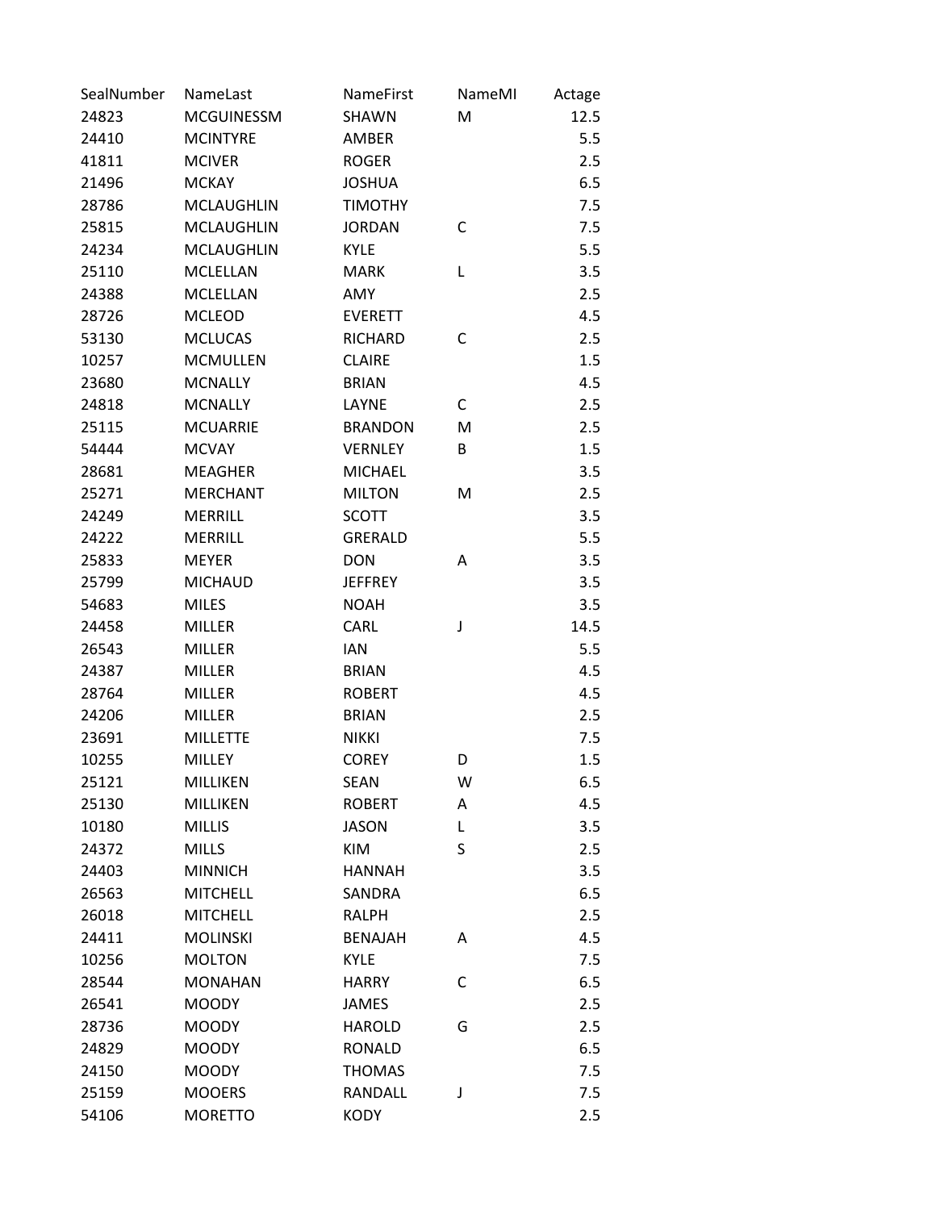| SealNumber | NameLast | NameFirst | NameMI | Actage |
|---|---|---|---|---|
| 24823 | MCGUINESSM | SHAWN | M | 12.5 |
| 24410 | MCINTYRE | AMBER | | 5.5 |
| 41811 | MCIVER | ROGER | | 2.5 |
| 21496 | MCKAY | JOSHUA | | 6.5 |
| 28786 | MCLAUGHLIN | TIMOTHY | | 7.5 |
| 25815 | MCLAUGHLIN | JORDAN | C | 7.5 |
| 24234 | MCLAUGHLIN | KYLE | | 5.5 |
| 25110 | MCLELLAN | MARK | L | 3.5 |
| 24388 | MCLELLAN | AMY | | 2.5 |
| 28726 | MCLEOD | EVERETT | | 4.5 |
| 53130 | MCLUCAS | RICHARD | C | 2.5 |
| 10257 | MCMULLEN | CLAIRE | | 1.5 |
| 23680 | MCNALLY | BRIAN | | 4.5 |
| 24818 | MCNALLY | LAYNE | C | 2.5 |
| 25115 | MCUARRIE | BRANDON | M | 2.5 |
| 54444 | MCVAY | VERNLEY | B | 1.5 |
| 28681 | MEAGHER | MICHAEL | | 3.5 |
| 25271 | MERCHANT | MILTON | M | 2.5 |
| 24249 | MERRILL | SCOTT | | 3.5 |
| 24222 | MERRILL | GRERALD | | 5.5 |
| 25833 | MEYER | DON | A | 3.5 |
| 25799 | MICHAUD | JEFFREY | | 3.5 |
| 54683 | MILES | NOAH | | 3.5 |
| 24458 | MILLER | CARL | J | 14.5 |
| 26543 | MILLER | IAN | | 5.5 |
| 24387 | MILLER | BRIAN | | 4.5 |
| 28764 | MILLER | ROBERT | | 4.5 |
| 24206 | MILLER | BRIAN | | 2.5 |
| 23691 | MILLETTE | NIKKI | | 7.5 |
| 10255 | MILLEY | COREY | D | 1.5 |
| 25121 | MILLIKEN | SEAN | W | 6.5 |
| 25130 | MILLIKEN | ROBERT | A | 4.5 |
| 10180 | MILLIS | JASON | L | 3.5 |
| 24372 | MILLS | KIM | S | 2.5 |
| 24403 | MINNICH | HANNAH | | 3.5 |
| 26563 | MITCHELL | SANDRA | | 6.5 |
| 26018 | MITCHELL | RALPH | | 2.5 |
| 24411 | MOLINSKI | BENAJAH | A | 4.5 |
| 10256 | MOLTON | KYLE | | 7.5 |
| 28544 | MONAHAN | HARRY | C | 6.5 |
| 26541 | MOODY | JAMES | | 2.5 |
| 28736 | MOODY | HAROLD | G | 2.5 |
| 24829 | MOODY | RONALD | | 6.5 |
| 24150 | MOODY | THOMAS | | 7.5 |
| 25159 | MOOERS | RANDALL | J | 7.5 |
| 54106 | MORETTO | KODY | | 2.5 |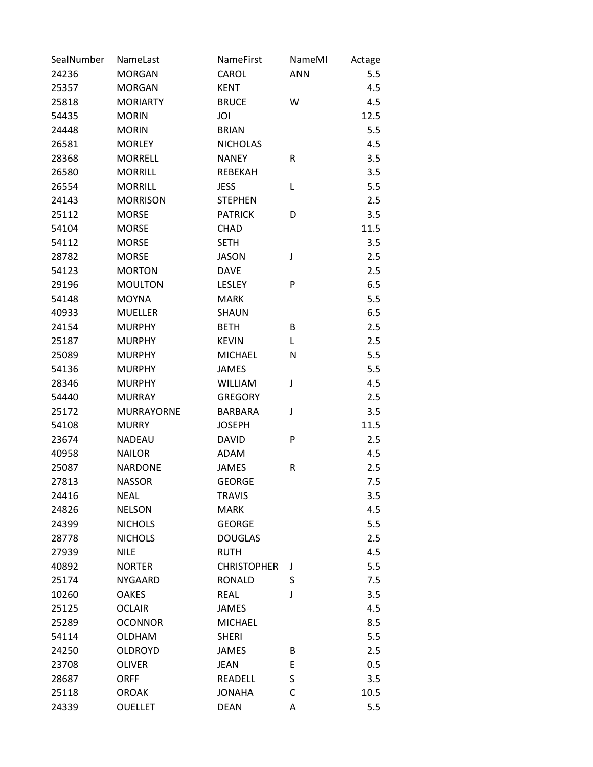| SealNumber | NameLast | NameFirst | NameMI | Actage |
|---|---|---|---|---|
| 24236 | MORGAN | CAROL | ANN | 5.5 |
| 25357 | MORGAN | KENT | | 4.5 |
| 25818 | MORIARTY | BRUCE | W | 4.5 |
| 54435 | MORIN | JOI | | 12.5 |
| 24448 | MORIN | BRIAN | | 5.5 |
| 26581 | MORLEY | NICHOLAS | | 4.5 |
| 28368 | MORRELL | NANEY | R | 3.5 |
| 26580 | MORRILL | REBEKAH | | 3.5 |
| 26554 | MORRILL | JESS | L | 5.5 |
| 24143 | MORRISON | STEPHEN | | 2.5 |
| 25112 | MORSE | PATRICK | D | 3.5 |
| 54104 | MORSE | CHAD | | 11.5 |
| 54112 | MORSE | SETH | | 3.5 |
| 28782 | MORSE | JASON | J | 2.5 |
| 54123 | MORTON | DAVE | | 2.5 |
| 29196 | MOULTON | LESLEY | P | 6.5 |
| 54148 | MOYNA | MARK | | 5.5 |
| 40933 | MUELLER | SHAUN | | 6.5 |
| 24154 | MURPHY | BETH | B | 2.5 |
| 25187 | MURPHY | KEVIN | L | 2.5 |
| 25089 | MURPHY | MICHAEL | N | 5.5 |
| 54136 | MURPHY | JAMES | | 5.5 |
| 28346 | MURPHY | WILLIAM | J | 4.5 |
| 54440 | MURRAY | GREGORY | | 2.5 |
| 25172 | MURRAYORNE | BARBARA | J | 3.5 |
| 54108 | MURRY | JOSEPH | | 11.5 |
| 23674 | NADEAU | DAVID | P | 2.5 |
| 40958 | NAILOR | ADAM | | 4.5 |
| 25087 | NARDONE | JAMES | R | 2.5 |
| 27813 | NASSOR | GEORGE | | 7.5 |
| 24416 | NEAL | TRAVIS | | 3.5 |
| 24826 | NELSON | MARK | | 4.5 |
| 24399 | NICHOLS | GEORGE | | 5.5 |
| 28778 | NICHOLS | DOUGLAS | | 2.5 |
| 27939 | NILE | RUTH | | 4.5 |
| 40892 | NORTER | CHRISTOPHER | J | 5.5 |
| 25174 | NYGAARD | RONALD | S | 7.5 |
| 10260 | OAKES | REAL | J | 3.5 |
| 25125 | OCLAIR | JAMES | | 4.5 |
| 25289 | OCONNOR | MICHAEL | | 8.5 |
| 54114 | OLDHAM | SHERI | | 5.5 |
| 24250 | OLDROYD | JAMES | B | 2.5 |
| 23708 | OLIVER | JEAN | E | 0.5 |
| 28687 | ORFF | READELL | S | 3.5 |
| 25118 | OROAK | JONAHA | C | 10.5 |
| 24339 | OUELLET | DEAN | A | 5.5 |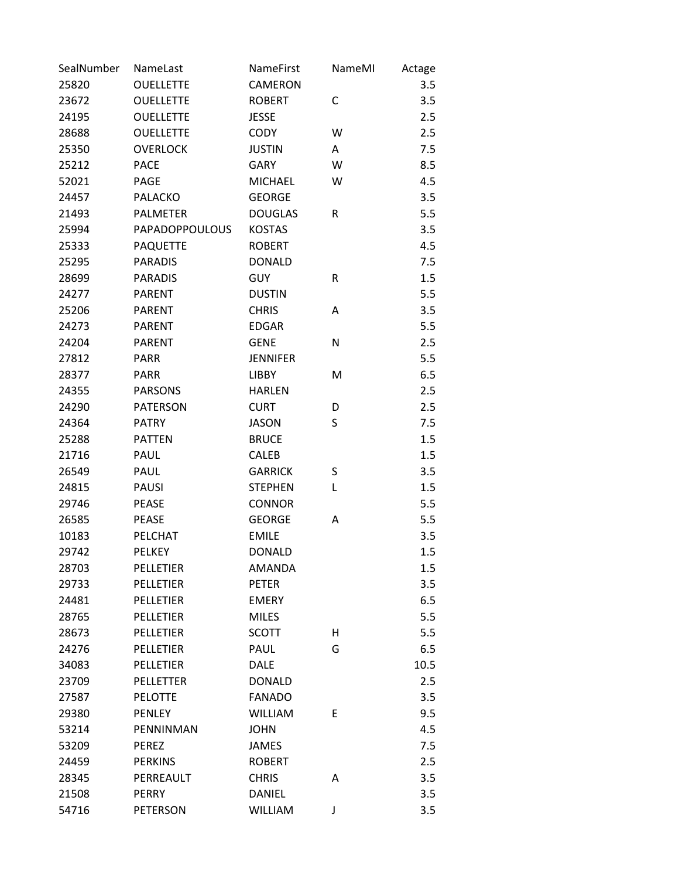| SealNumber | NameLast | NameFirst | NameMI | Actage |
|---|---|---|---|---|
| 25820 | OUELLETTE | CAMERON | | 3.5 |
| 23672 | OUELLETTE | ROBERT | C | 3.5 |
| 24195 | OUELLETTE | JESSE | | 2.5 |
| 28688 | OUELLETTE | CODY | W | 2.5 |
| 25350 | OVERLOCK | JUSTIN | A | 7.5 |
| 25212 | PACE | GARY | W | 8.5 |
| 52021 | PAGE | MICHAEL | W | 4.5 |
| 24457 | PALACKO | GEORGE | | 3.5 |
| 21493 | PALMETER | DOUGLAS | R | 5.5 |
| 25994 | PAPADOPPOULOUS | KOSTAS | | 3.5 |
| 25333 | PAQUETTE | ROBERT | | 4.5 |
| 25295 | PARADIS | DONALD | | 7.5 |
| 28699 | PARADIS | GUY | R | 1.5 |
| 24277 | PARENT | DUSTIN | | 5.5 |
| 25206 | PARENT | CHRIS | A | 3.5 |
| 24273 | PARENT | EDGAR | | 5.5 |
| 24204 | PARENT | GENE | N | 2.5 |
| 27812 | PARR | JENNIFER | | 5.5 |
| 28377 | PARR | LIBBY | M | 6.5 |
| 24355 | PARSONS | HARLEN | | 2.5 |
| 24290 | PATERSON | CURT | D | 2.5 |
| 24364 | PATRY | JASON | S | 7.5 |
| 25288 | PATTEN | BRUCE | | 1.5 |
| 21716 | PAUL | CALEB | | 1.5 |
| 26549 | PAUL | GARRICK | S | 3.5 |
| 24815 | PAUSI | STEPHEN | L | 1.5 |
| 29746 | PEASE | CONNOR | | 5.5 |
| 26585 | PEASE | GEORGE | A | 5.5 |
| 10183 | PELCHAT | EMILE | | 3.5 |
| 29742 | PELKEY | DONALD | | 1.5 |
| 28703 | PELLETIER | AMANDA | | 1.5 |
| 29733 | PELLETIER | PETER | | 3.5 |
| 24481 | PELLETIER | EMERY | | 6.5 |
| 28765 | PELLETIER | MILES | | 5.5 |
| 28673 | PELLETIER | SCOTT | H | 5.5 |
| 24276 | PELLETIER | PAUL | G | 6.5 |
| 34083 | PELLETIER | DALE | | 10.5 |
| 23709 | PELLETTER | DONALD | | 2.5 |
| 27587 | PELOTTE | FANADO | | 3.5 |
| 29380 | PENLEY | WILLIAM | E | 9.5 |
| 53214 | PENNINMAN | JOHN | | 4.5 |
| 53209 | PEREZ | JAMES | | 7.5 |
| 24459 | PERKINS | ROBERT | | 2.5 |
| 28345 | PERREAULT | CHRIS | A | 3.5 |
| 21508 | PERRY | DANIEL | | 3.5 |
| 54716 | PETERSON | WILLIAM | J | 3.5 |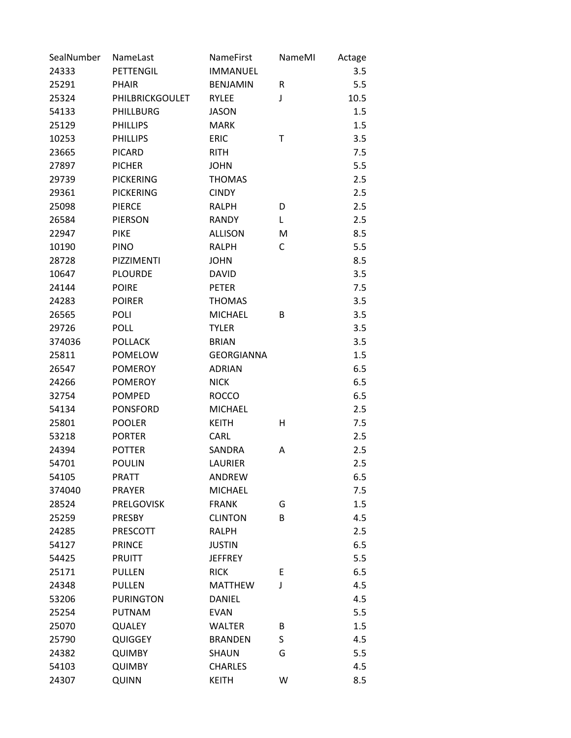| SealNumber | NameLast | NameFirst | NameMI | Actage |
|---|---|---|---|---|
| 24333 | PETTENGIL | IMMANUEL | | 3.5 |
| 25291 | PHAIR | BENJAMIN | R | 5.5 |
| 25324 | PHILBRICKGOULET | RYLEE | J | 10.5 |
| 54133 | PHILLBURG | JASON | | 1.5 |
| 25129 | PHILLIPS | MARK | | 1.5 |
| 10253 | PHILLIPS | ERIC | T | 3.5 |
| 23665 | PICARD | RITH | | 7.5 |
| 27897 | PICHER | JOHN | | 5.5 |
| 29739 | PICKERING | THOMAS | | 2.5 |
| 29361 | PICKERING | CINDY | | 2.5 |
| 25098 | PIERCE | RALPH | D | 2.5 |
| 26584 | PIERSON | RANDY | L | 2.5 |
| 22947 | PIKE | ALLISON | M | 8.5 |
| 10190 | PINO | RALPH | C | 5.5 |
| 28728 | PIZZIMENTI | JOHN | | 8.5 |
| 10647 | PLOURDE | DAVID | | 3.5 |
| 24144 | POIRE | PETER | | 7.5 |
| 24283 | POIRER | THOMAS | | 3.5 |
| 26565 | POLI | MICHAEL | B | 3.5 |
| 29726 | POLL | TYLER | | 3.5 |
| 374036 | POLLACK | BRIAN | | 3.5 |
| 25811 | POMELOW | GEORGIANNA | | 1.5 |
| 26547 | POMEROY | ADRIAN | | 6.5 |
| 24266 | POMEROY | NICK | | 6.5 |
| 32754 | POMPED | ROCCO | | 6.5 |
| 54134 | PONSFORD | MICHAEL | | 2.5 |
| 25801 | POOLER | KEITH | H | 7.5 |
| 53218 | PORTER | CARL | | 2.5 |
| 24394 | POTTER | SANDRA | A | 2.5 |
| 54701 | POULIN | LAURIER | | 2.5 |
| 54105 | PRATT | ANDREW | | 6.5 |
| 374040 | PRAYER | MICHAEL | | 7.5 |
| 28524 | PRELGOVISK | FRANK | G | 1.5 |
| 25259 | PRESBY | CLINTON | B | 4.5 |
| 24285 | PRESCOTT | RALPH | | 2.5 |
| 54127 | PRINCE | JUSTIN | | 6.5 |
| 54425 | PRUITT | JEFFREY | | 5.5 |
| 25171 | PULLEN | RICK | E | 6.5 |
| 24348 | PULLEN | MATTHEW | J | 4.5 |
| 53206 | PURINGTON | DANIEL | | 4.5 |
| 25254 | PUTNAM | EVAN | | 5.5 |
| 25070 | QUALEY | WALTER | B | 1.5 |
| 25790 | QUIGGEY | BRANDEN | S | 4.5 |
| 24382 | QUIMBY | SHAUN | G | 5.5 |
| 54103 | QUIMBY | CHARLES | | 4.5 |
| 24307 | QUINN | KEITH | W | 8.5 |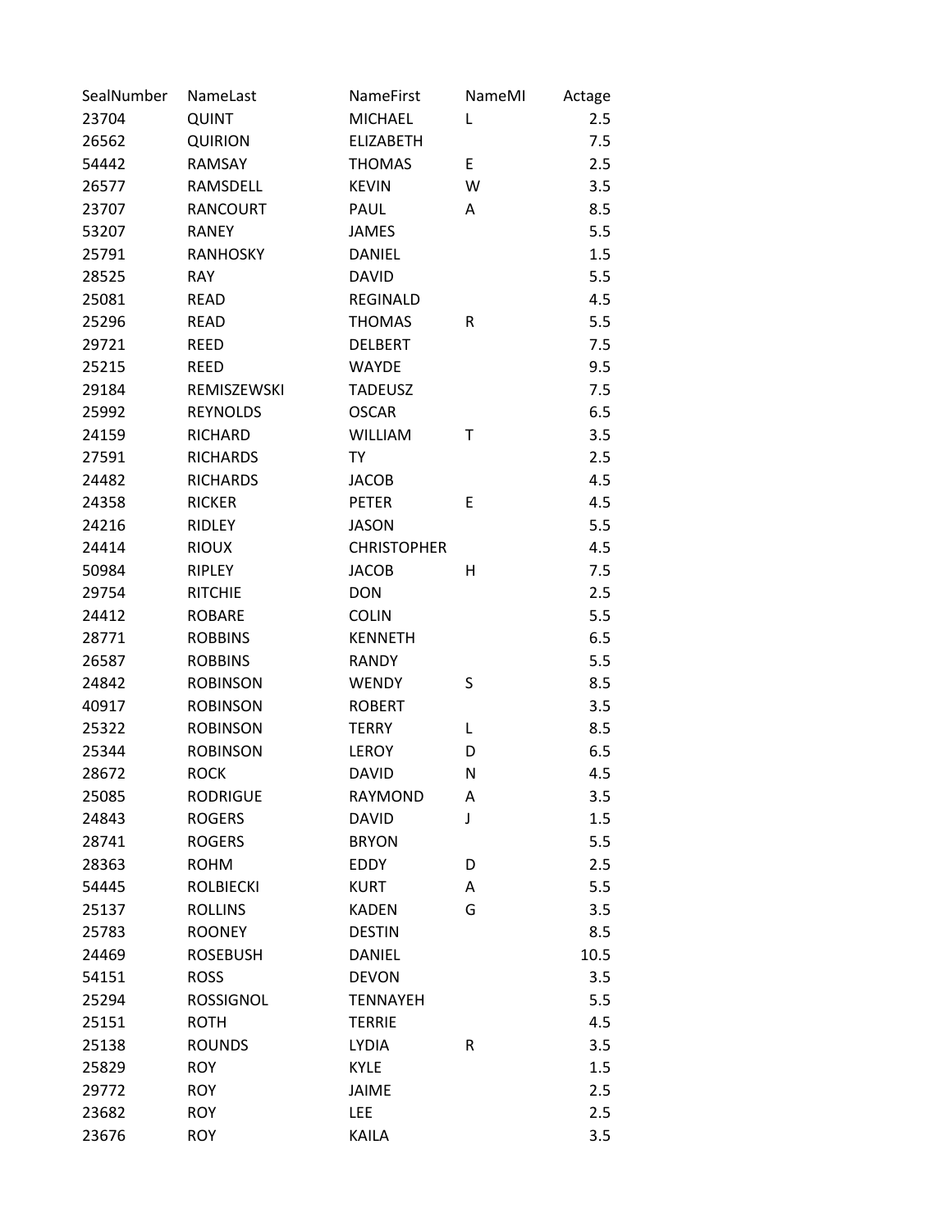| SealNumber | NameLast | NameFirst | NameMI | Actage |
|---|---|---|---|---|
| 23704 | QUINT | MICHAEL | L | 2.5 |
| 26562 | QUIRION | ELIZABETH | | 7.5 |
| 54442 | RAMSAY | THOMAS | E | 2.5 |
| 26577 | RAMSDELL | KEVIN | W | 3.5 |
| 23707 | RANCOURT | PAUL | A | 8.5 |
| 53207 | RANEY | JAMES | | 5.5 |
| 25791 | RANHOSKY | DANIEL | | 1.5 |
| 28525 | RAY | DAVID | | 5.5 |
| 25081 | READ | REGINALD | | 4.5 |
| 25296 | READ | THOMAS | R | 5.5 |
| 29721 | REED | DELBERT | | 7.5 |
| 25215 | REED | WAYDE | | 9.5 |
| 29184 | REMISZEWSKI | TADEUSZ | | 7.5 |
| 25992 | REYNOLDS | OSCAR | | 6.5 |
| 24159 | RICHARD | WILLIAM | T | 3.5 |
| 27591 | RICHARDS | TY | | 2.5 |
| 24482 | RICHARDS | JACOB | | 4.5 |
| 24358 | RICKER | PETER | E | 4.5 |
| 24216 | RIDLEY | JASON | | 5.5 |
| 24414 | RIOUX | CHRISTOPHER | | 4.5 |
| 50984 | RIPLEY | JACOB | H | 7.5 |
| 29754 | RITCHIE | DON | | 2.5 |
| 24412 | ROBARE | COLIN | | 5.5 |
| 28771 | ROBBINS | KENNETH | | 6.5 |
| 26587 | ROBBINS | RANDY | | 5.5 |
| 24842 | ROBINSON | WENDY | S | 8.5 |
| 40917 | ROBINSON | ROBERT | | 3.5 |
| 25322 | ROBINSON | TERRY | L | 8.5 |
| 25344 | ROBINSON | LEROY | D | 6.5 |
| 28672 | ROCK | DAVID | N | 4.5 |
| 25085 | RODRIGUE | RAYMOND | A | 3.5 |
| 24843 | ROGERS | DAVID | J | 1.5 |
| 28741 | ROGERS | BRYON | | 5.5 |
| 28363 | ROHM | EDDY | D | 2.5 |
| 54445 | ROLBIECKI | KURT | A | 5.5 |
| 25137 | ROLLINS | KADEN | G | 3.5 |
| 25783 | ROONEY | DESTIN | | 8.5 |
| 24469 | ROSEBUSH | DANIEL | | 10.5 |
| 54151 | ROSS | DEVON | | 3.5 |
| 25294 | ROSSIGNOL | TENNAYEH | | 5.5 |
| 25151 | ROTH | TERRIE | | 4.5 |
| 25138 | ROUNDS | LYDIA | R | 3.5 |
| 25829 | ROY | KYLE | | 1.5 |
| 29772 | ROY | JAIME | | 2.5 |
| 23682 | ROY | LEE | | 2.5 |
| 23676 | ROY | KAILA | | 3.5 |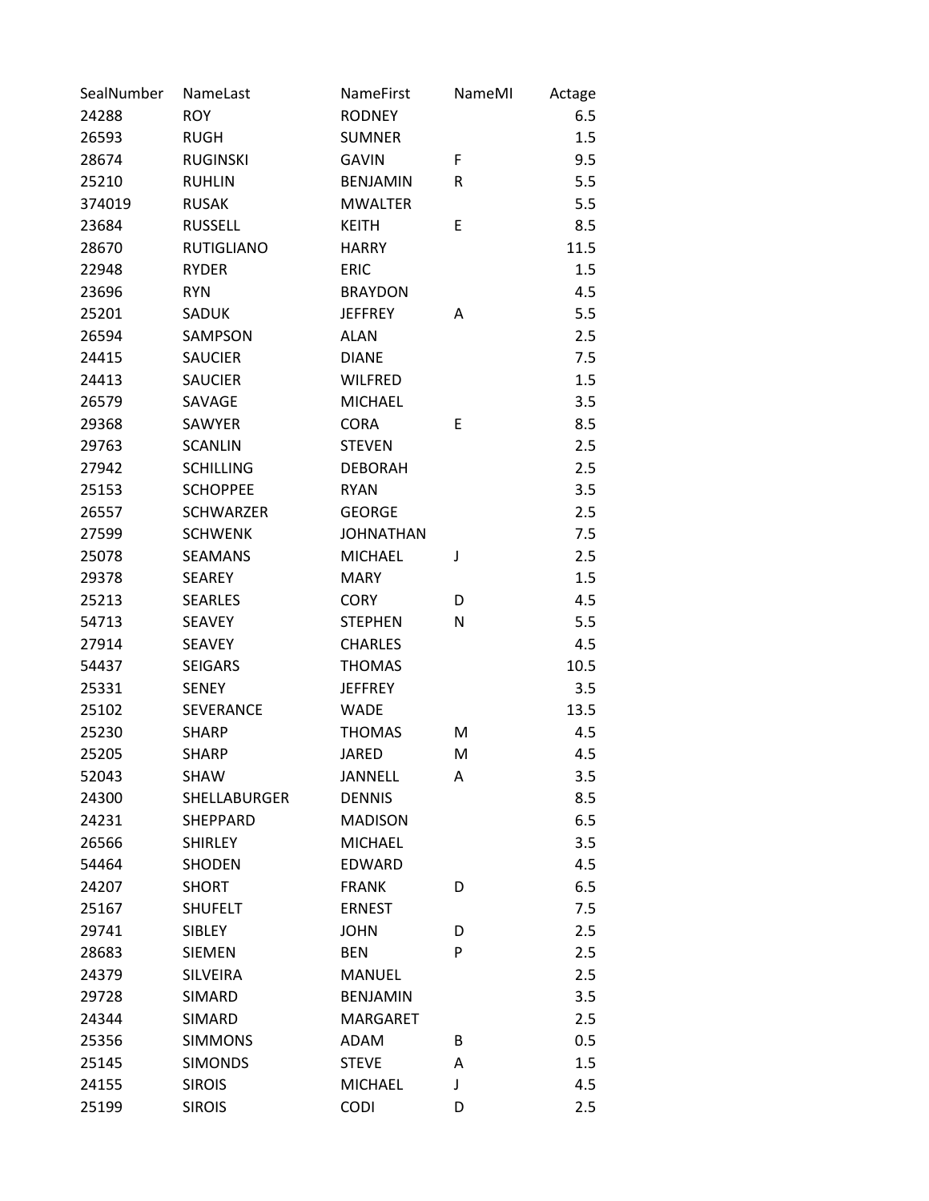| SealNumber | NameLast | NameFirst | NameMI | Actage |
|---|---|---|---|---|
| 24288 | ROY | RODNEY | | 6.5 |
| 26593 | RUGH | SUMNER | | 1.5 |
| 28674 | RUGINSKI | GAVIN | F | 9.5 |
| 25210 | RUHLIN | BENJAMIN | R | 5.5 |
| 374019 | RUSAK | MWALTER | | 5.5 |
| 23684 | RUSSELL | KEITH | E | 8.5 |
| 28670 | RUTIGLIANO | HARRY | | 11.5 |
| 22948 | RYDER | ERIC | | 1.5 |
| 23696 | RYN | BRAYDON | | 4.5 |
| 25201 | SADUK | JEFFREY | A | 5.5 |
| 26594 | SAMPSON | ALAN | | 2.5 |
| 24415 | SAUCIER | DIANE | | 7.5 |
| 24413 | SAUCIER | WILFRED | | 1.5 |
| 26579 | SAVAGE | MICHAEL | | 3.5 |
| 29368 | SAWYER | CORA | E | 8.5 |
| 29763 | SCANLIN | STEVEN | | 2.5 |
| 27942 | SCHILLING | DEBORAH | | 2.5 |
| 25153 | SCHOPPEE | RYAN | | 3.5 |
| 26557 | SCHWARZER | GEORGE | | 2.5 |
| 27599 | SCHWENK | JOHNATHAN | | 7.5 |
| 25078 | SEAMANS | MICHAEL | J | 2.5 |
| 29378 | SEAREY | MARY | | 1.5 |
| 25213 | SEARLES | CORY | D | 4.5 |
| 54713 | SEAVEY | STEPHEN | N | 5.5 |
| 27914 | SEAVEY | CHARLES | | 4.5 |
| 54437 | SEIGARS | THOMAS | | 10.5 |
| 25331 | SENEY | JEFFREY | | 3.5 |
| 25102 | SEVERANCE | WADE | | 13.5 |
| 25230 | SHARP | THOMAS | M | 4.5 |
| 25205 | SHARP | JARED | M | 4.5 |
| 52043 | SHAW | JANNELL | A | 3.5 |
| 24300 | SHELLABURGER | DENNIS | | 8.5 |
| 24231 | SHEPPARD | MADISON | | 6.5 |
| 26566 | SHIRLEY | MICHAEL | | 3.5 |
| 54464 | SHODEN | EDWARD | | 4.5 |
| 24207 | SHORT | FRANK | D | 6.5 |
| 25167 | SHUFELT | ERNEST | | 7.5 |
| 29741 | SIBLEY | JOHN | D | 2.5 |
| 28683 | SIEMEN | BEN | P | 2.5 |
| 24379 | SILVEIRA | MANUEL | | 2.5 |
| 29728 | SIMARD | BENJAMIN | | 3.5 |
| 24344 | SIMARD | MARGARET | | 2.5 |
| 25356 | SIMMONS | ADAM | B | 0.5 |
| 25145 | SIMONDS | STEVE | A | 1.5 |
| 24155 | SIROIS | MICHAEL | J | 4.5 |
| 25199 | SIROIS | CODI | D | 2.5 |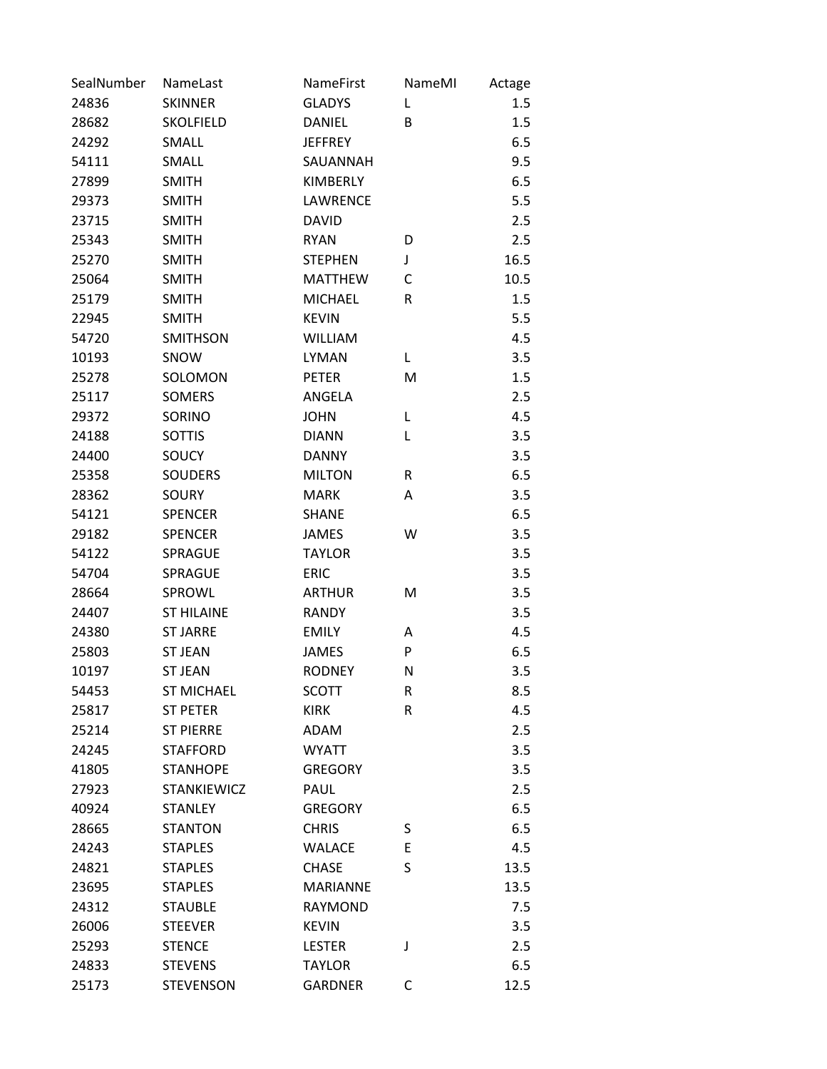| SealNumber | NameLast | NameFirst | NameMI | Actage |
|---|---|---|---|---|
| 24836 | SKINNER | GLADYS | L | 1.5 |
| 28682 | SKOLFIELD | DANIEL | B | 1.5 |
| 24292 | SMALL | JEFFREY | | 6.5 |
| 54111 | SMALL | SAUANNAH | | 9.5 |
| 27899 | SMITH | KIMBERLY | | 6.5 |
| 29373 | SMITH | LAWRENCE | | 5.5 |
| 23715 | SMITH | DAVID | | 2.5 |
| 25343 | SMITH | RYAN | D | 2.5 |
| 25270 | SMITH | STEPHEN | J | 16.5 |
| 25064 | SMITH | MATTHEW | C | 10.5 |
| 25179 | SMITH | MICHAEL | R | 1.5 |
| 22945 | SMITH | KEVIN | | 5.5 |
| 54720 | SMITHSON | WILLIAM | | 4.5 |
| 10193 | SNOW | LYMAN | L | 3.5 |
| 25278 | SOLOMON | PETER | M | 1.5 |
| 25117 | SOMERS | ANGELA | | 2.5 |
| 29372 | SORINO | JOHN | L | 4.5 |
| 24188 | SOTTIS | DIANN | L | 3.5 |
| 24400 | SOUCY | DANNY | | 3.5 |
| 25358 | SOUDERS | MILTON | R | 6.5 |
| 28362 | SOURY | MARK | A | 3.5 |
| 54121 | SPENCER | SHANE | | 6.5 |
| 29182 | SPENCER | JAMES | W | 3.5 |
| 54122 | SPRAGUE | TAYLOR | | 3.5 |
| 54704 | SPRAGUE | ERIC | | 3.5 |
| 28664 | SPROWL | ARTHUR | M | 3.5 |
| 24407 | ST HILAINE | RANDY | | 3.5 |
| 24380 | ST JARRE | EMILY | A | 4.5 |
| 25803 | ST JEAN | JAMES | P | 6.5 |
| 10197 | ST JEAN | RODNEY | N | 3.5 |
| 54453 | ST MICHAEL | SCOTT | R | 8.5 |
| 25817 | ST PETER | KIRK | R | 4.5 |
| 25214 | ST PIERRE | ADAM | | 2.5 |
| 24245 | STAFFORD | WYATT | | 3.5 |
| 41805 | STANHOPE | GREGORY | | 3.5 |
| 27923 | STANKIEWICZ | PAUL | | 2.5 |
| 40924 | STANLEY | GREGORY | | 6.5 |
| 28665 | STANTON | CHRIS | S | 6.5 |
| 24243 | STAPLES | WALACE | E | 4.5 |
| 24821 | STAPLES | CHASE | S | 13.5 |
| 23695 | STAPLES | MARIANNE | | 13.5 |
| 24312 | STAUBLE | RAYMOND | | 7.5 |
| 26006 | STEEVER | KEVIN | | 3.5 |
| 25293 | STENCE | LESTER | J | 2.5 |
| 24833 | STEVENS | TAYLOR | | 6.5 |
| 25173 | STEVENSON | GARDNER | C | 12.5 |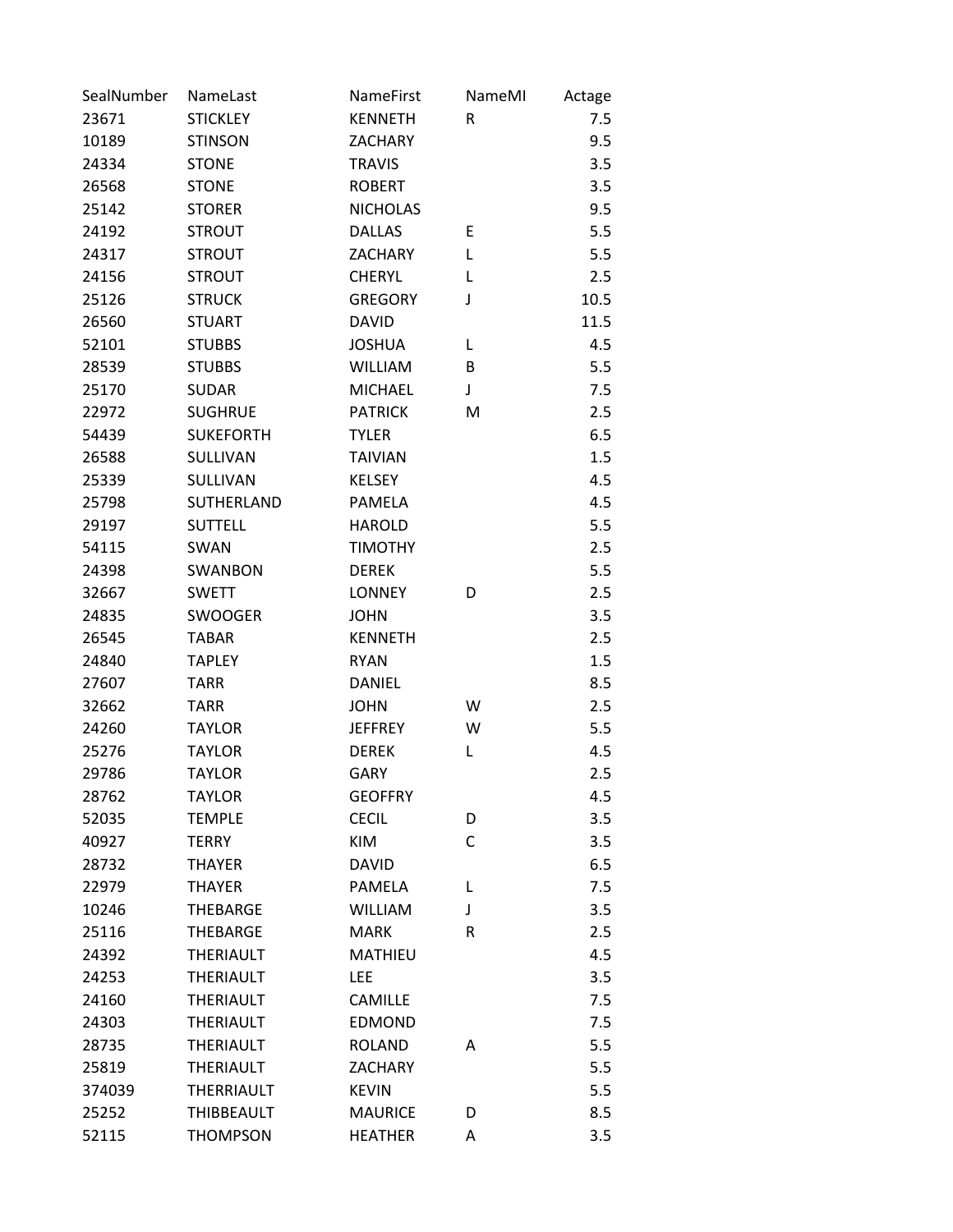| SealNumber | NameLast | NameFirst | NameMI | Actage |
|---|---|---|---|---|
| 23671 | STICKLEY | KENNETH | R | 7.5 |
| 10189 | STINSON | ZACHARY | | 9.5 |
| 24334 | STONE | TRAVIS | | 3.5 |
| 26568 | STONE | ROBERT | | 3.5 |
| 25142 | STORER | NICHOLAS | | 9.5 |
| 24192 | STROUT | DALLAS | E | 5.5 |
| 24317 | STROUT | ZACHARY | L | 5.5 |
| 24156 | STROUT | CHERYL | L | 2.5 |
| 25126 | STRUCK | GREGORY | J | 10.5 |
| 26560 | STUART | DAVID | | 11.5 |
| 52101 | STUBBS | JOSHUA | L | 4.5 |
| 28539 | STUBBS | WILLIAM | B | 5.5 |
| 25170 | SUDAR | MICHAEL | J | 7.5 |
| 22972 | SUGHRUE | PATRICK | M | 2.5 |
| 54439 | SUKEFORTH | TYLER | | 6.5 |
| 26588 | SULLIVAN | TAIVIAN | | 1.5 |
| 25339 | SULLIVAN | KELSEY | | 4.5 |
| 25798 | SUTHERLAND | PAMELA | | 4.5 |
| 29197 | SUTTELL | HAROLD | | 5.5 |
| 54115 | SWAN | TIMOTHY | | 2.5 |
| 24398 | SWANBON | DEREK | | 5.5 |
| 32667 | SWETT | LONNEY | D | 2.5 |
| 24835 | SWOOGER | JOHN | | 3.5 |
| 26545 | TABAR | KENNETH | | 2.5 |
| 24840 | TAPLEY | RYAN | | 1.5 |
| 27607 | TARR | DANIEL | | 8.5 |
| 32662 | TARR | JOHN | W | 2.5 |
| 24260 | TAYLOR | JEFFREY | W | 5.5 |
| 25276 | TAYLOR | DEREK | L | 4.5 |
| 29786 | TAYLOR | GARY | | 2.5 |
| 28762 | TAYLOR | GEOFFRY | | 4.5 |
| 52035 | TEMPLE | CECIL | D | 3.5 |
| 40927 | TERRY | KIM | C | 3.5 |
| 28732 | THAYER | DAVID | | 6.5 |
| 22979 | THAYER | PAMELA | L | 7.5 |
| 10246 | THEBARGE | WILLIAM | J | 3.5 |
| 25116 | THEBARGE | MARK | R | 2.5 |
| 24392 | THERIAULT | MATHIEU | | 4.5 |
| 24253 | THERIAULT | LEE | | 3.5 |
| 24160 | THERIAULT | CAMILLE | | 7.5 |
| 24303 | THERIAULT | EDMOND | | 7.5 |
| 28735 | THERIAULT | ROLAND | A | 5.5 |
| 25819 | THERIAULT | ZACHARY | | 5.5 |
| 374039 | THERRIAULT | KEVIN | | 5.5 |
| 25252 | THIBBEAULT | MAURICE | D | 8.5 |
| 52115 | THOMPSON | HEATHER | A | 3.5 |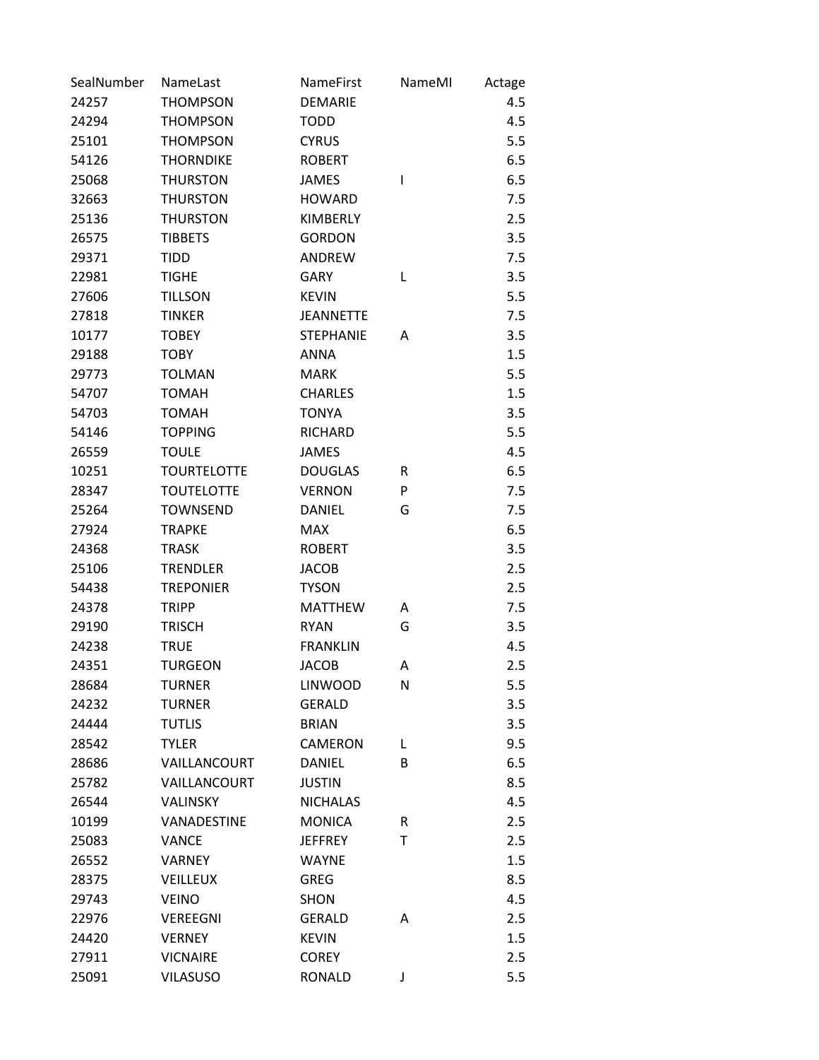| SealNumber | NameLast | NameFirst | NameMI | Actage |
|---|---|---|---|---|
| 24257 | THOMPSON | DEMARIE | | 4.5 |
| 24294 | THOMPSON | TODD | | 4.5 |
| 25101 | THOMPSON | CYRUS | | 5.5 |
| 54126 | THORNDIKE | ROBERT | | 6.5 |
| 25068 | THURSTON | JAMES | I | 6.5 |
| 32663 | THURSTON | HOWARD | | 7.5 |
| 25136 | THURSTON | KIMBERLY | | 2.5 |
| 26575 | TIBBETS | GORDON | | 3.5 |
| 29371 | TIDD | ANDREW | | 7.5 |
| 22981 | TIGHE | GARY | L | 3.5 |
| 27606 | TILLSON | KEVIN | | 5.5 |
| 27818 | TINKER | JEANNETTE | | 7.5 |
| 10177 | TOBEY | STEPHANIE | A | 3.5 |
| 29188 | TOBY | ANNA | | 1.5 |
| 29773 | TOLMAN | MARK | | 5.5 |
| 54707 | TOMAH | CHARLES | | 1.5 |
| 54703 | TOMAH | TONYA | | 3.5 |
| 54146 | TOPPING | RICHARD | | 5.5 |
| 26559 | TOULE | JAMES | | 4.5 |
| 10251 | TOURTELOTTE | DOUGLAS | R | 6.5 |
| 28347 | TOUTELOTTE | VERNON | P | 7.5 |
| 25264 | TOWNSEND | DANIEL | G | 7.5 |
| 27924 | TRAPKE | MAX | | 6.5 |
| 24368 | TRASK | ROBERT | | 3.5 |
| 25106 | TRENDLER | JACOB | | 2.5 |
| 54438 | TREPONIER | TYSON | | 2.5 |
| 24378 | TRIPP | MATTHEW | A | 7.5 |
| 29190 | TRISCH | RYAN | G | 3.5 |
| 24238 | TRUE | FRANKLIN | | 4.5 |
| 24351 | TURGEON | JACOB | A | 2.5 |
| 28684 | TURNER | LINWOOD | N | 5.5 |
| 24232 | TURNER | GERALD | | 3.5 |
| 24444 | TUTLIS | BRIAN | | 3.5 |
| 28542 | TYLER | CAMERON | L | 9.5 |
| 28686 | VAILLANCOURT | DANIEL | B | 6.5 |
| 25782 | VAILLANCOURT | JUSTIN | | 8.5 |
| 26544 | VALINSKY | NICHALAS | | 4.5 |
| 10199 | VANADESTINE | MONICA | R | 2.5 |
| 25083 | VANCE | JEFFREY | T | 2.5 |
| 26552 | VARNEY | WAYNE | | 1.5 |
| 28375 | VEILLEUX | GREG | | 8.5 |
| 29743 | VEINO | SHON | | 4.5 |
| 22976 | VEREEGNI | GERALD | A | 2.5 |
| 24420 | VERNEY | KEVIN | | 1.5 |
| 27911 | VICNAIRE | COREY | | 2.5 |
| 25091 | VILASUSO | RONALD | J | 5.5 |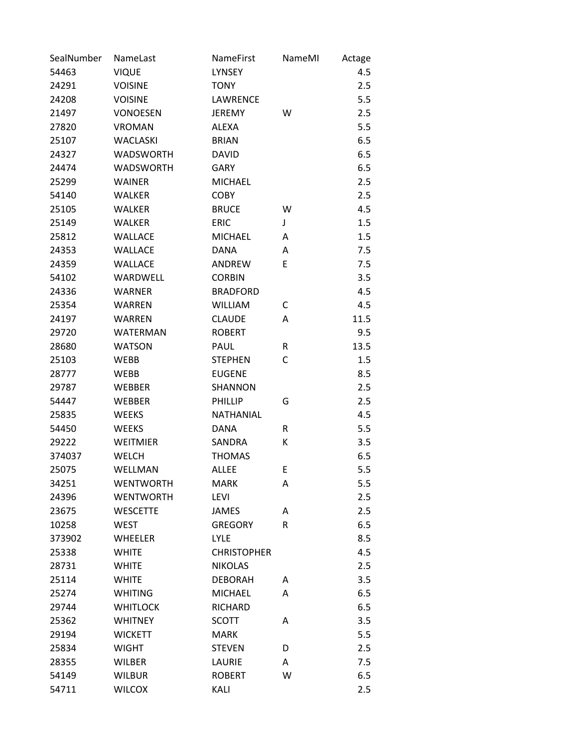| SealNumber | NameLast | NameFirst | NameMI | Actage |
|---|---|---|---|---|
| 54463 | VIQUE | LYNSEY | | 4.5 |
| 24291 | VOISINE | TONY | | 2.5 |
| 24208 | VOISINE | LAWRENCE | | 5.5 |
| 21497 | VONOESEN | JEREMY | W | 2.5 |
| 27820 | VROMAN | ALEXA | | 5.5 |
| 25107 | WACLASKI | BRIAN | | 6.5 |
| 24327 | WADSWORTH | DAVID | | 6.5 |
| 24474 | WADSWORTH | GARY | | 6.5 |
| 25299 | WAINER | MICHAEL | | 2.5 |
| 54140 | WALKER | COBY | | 2.5 |
| 25105 | WALKER | BRUCE | W | 4.5 |
| 25149 | WALKER | ERIC | J | 1.5 |
| 25812 | WALLACE | MICHAEL | A | 1.5 |
| 24353 | WALLACE | DANA | A | 7.5 |
| 24359 | WALLACE | ANDREW | E | 7.5 |
| 54102 | WARDWELL | CORBIN | | 3.5 |
| 24336 | WARNER | BRADFORD | | 4.5 |
| 25354 | WARREN | WILLIAM | C | 4.5 |
| 24197 | WARREN | CLAUDE | A | 11.5 |
| 29720 | WATERMAN | ROBERT | | 9.5 |
| 28680 | WATSON | PAUL | R | 13.5 |
| 25103 | WEBB | STEPHEN | C | 1.5 |
| 28777 | WEBB | EUGENE | | 8.5 |
| 29787 | WEBBER | SHANNON | | 2.5 |
| 54447 | WEBBER | PHILLIP | G | 2.5 |
| 25835 | WEEKS | NATHANIAL | | 4.5 |
| 54450 | WEEKS | DANA | R | 5.5 |
| 29222 | WEITMIER | SANDRA | K | 3.5 |
| 374037 | WELCH | THOMAS | | 6.5 |
| 25075 | WELLMAN | ALLEE | E | 5.5 |
| 34251 | WENTWORTH | MARK | A | 5.5 |
| 24396 | WENTWORTH | LEVI | | 2.5 |
| 23675 | WESCETTE | JAMES | A | 2.5 |
| 10258 | WEST | GREGORY | R | 6.5 |
| 373902 | WHEELER | LYLE | | 8.5 |
| 25338 | WHITE | CHRISTOPHER | | 4.5 |
| 28731 | WHITE | NIKOLAS | | 2.5 |
| 25114 | WHITE | DEBORAH | A | 3.5 |
| 25274 | WHITING | MICHAEL | A | 6.5 |
| 29744 | WHITLOCK | RICHARD | | 6.5 |
| 25362 | WHITNEY | SCOTT | A | 3.5 |
| 29194 | WICKETT | MARK | | 5.5 |
| 25834 | WIGHT | STEVEN | D | 2.5 |
| 28355 | WILBER | LAURIE | A | 7.5 |
| 54149 | WILBUR | ROBERT | W | 6.5 |
| 54711 | WILCOX | KALI | | 2.5 |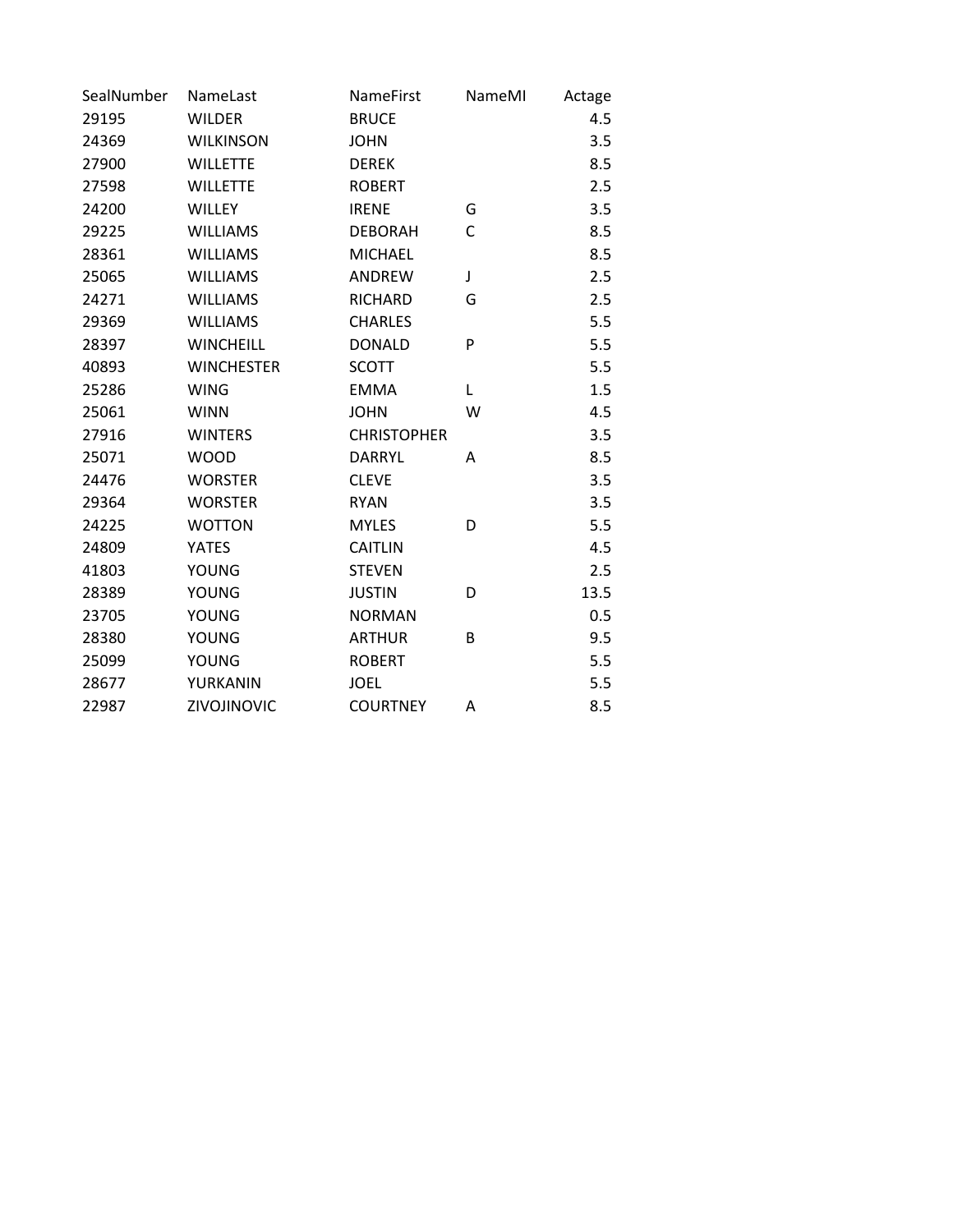| SealNumber | NameLast | NameFirst | NameMI | Actage |
|---|---|---|---|---|
| 29195 | WILDER | BRUCE | | 4.5 |
| 24369 | WILKINSON | JOHN | | 3.5 |
| 27900 | WILLETTE | DEREK | | 8.5 |
| 27598 | WILLETTE | ROBERT | | 2.5 |
| 24200 | WILLEY | IRENE | G | 3.5 |
| 29225 | WILLIAMS | DEBORAH | C | 8.5 |
| 28361 | WILLIAMS | MICHAEL | | 8.5 |
| 25065 | WILLIAMS | ANDREW | J | 2.5 |
| 24271 | WILLIAMS | RICHARD | G | 2.5 |
| 29369 | WILLIAMS | CHARLES | | 5.5 |
| 28397 | WINCHEILL | DONALD | P | 5.5 |
| 40893 | WINCHESTER | SCOTT | | 5.5 |
| 25286 | WING | EMMA | L | 1.5 |
| 25061 | WINN | JOHN | W | 4.5 |
| 27916 | WINTERS | CHRISTOPHER | | 3.5 |
| 25071 | WOOD | DARRYL | A | 8.5 |
| 24476 | WORSTER | CLEVE | | 3.5 |
| 29364 | WORSTER | RYAN | | 3.5 |
| 24225 | WOTTON | MYLES | D | 5.5 |
| 24809 | YATES | CAITLIN | | 4.5 |
| 41803 | YOUNG | STEVEN | | 2.5 |
| 28389 | YOUNG | JUSTIN | D | 13.5 |
| 23705 | YOUNG | NORMAN | | 0.5 |
| 28380 | YOUNG | ARTHUR | B | 9.5 |
| 25099 | YOUNG | ROBERT | | 5.5 |
| 28677 | YURKANIN | JOEL | | 5.5 |
| 22987 | ZIVOJINOVIC | COURTNEY | A | 8.5 |